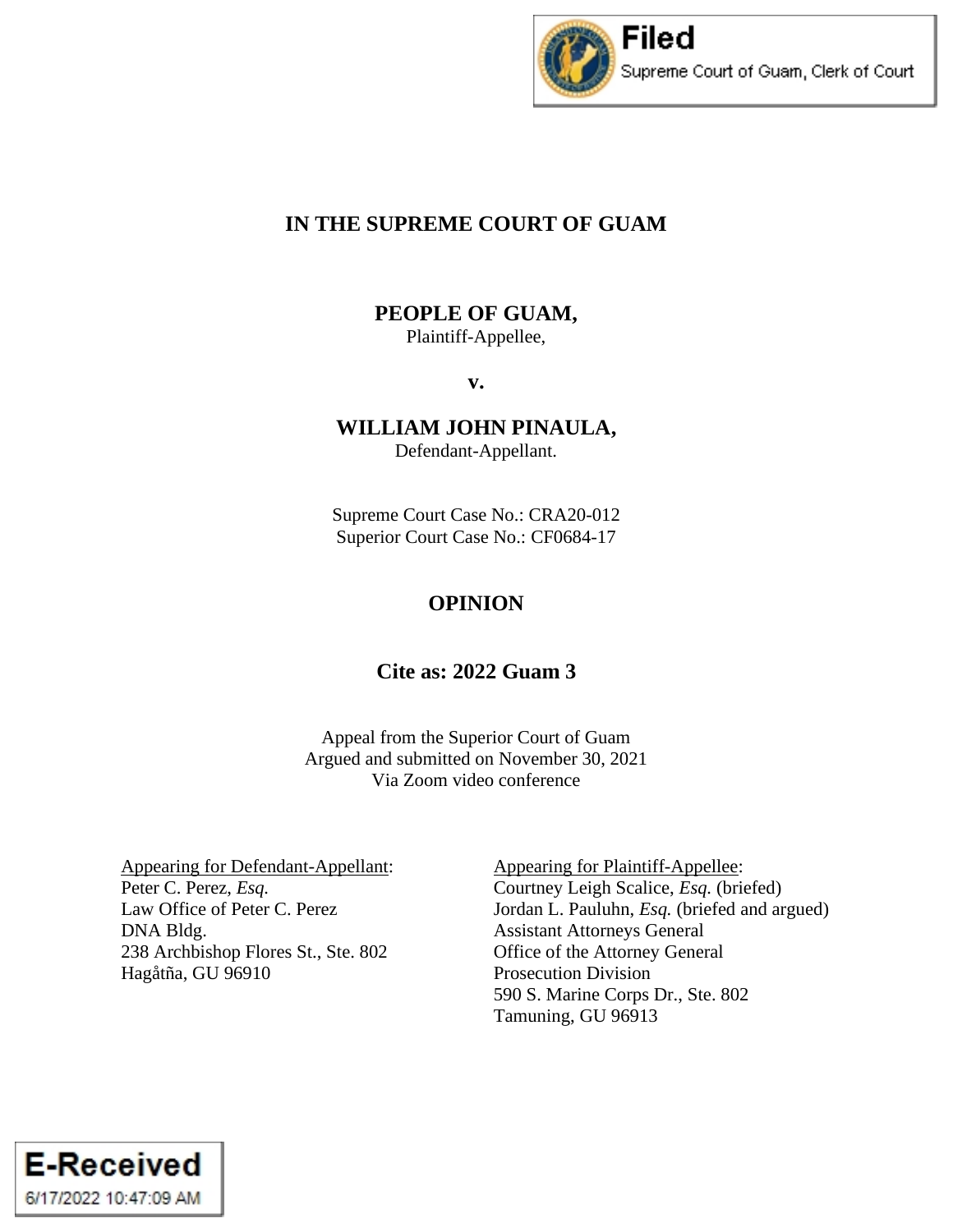Filed
Supreme Court of Guam, Clerk of Court

# IN THE SUPREME COURT OF GUAM

**PEOPLE OF GUAM,**
Plaintiff-Appellee,

**v.**

**WILLIAM JOHN PINAULA,**
Defendant-Appellant.

Supreme Court Case No.: CRA20-012
Superior Court Case No.: CF0684-17

## OPINION

### Cite as: 2022 Guam 3

Appeal from the Superior Court of Guam
Argued and submitted on November 30, 2021
Via Zoom video conference

Appearing for Defendant-Appellant:
Peter C. Perez, *Esq.*
Law Office of Peter C. Perez
DNA Bldg.
238 Archbishop Flores St., Ste. 802
Hagåtña, GU 96910

Appearing for Plaintiff-Appellee:
Courtney Leigh Scalice, *Esq.* (briefed)
Jordan L. Pauluhn, *Esq.* (briefed and argued)
Assistant Attorneys General
Office of the Attorney General
Prosecution Division
590 S. Marine Corps Dr., Ste. 802
Tamuning, GU 96913

E-Received
6/17/2022 10:47:09 AM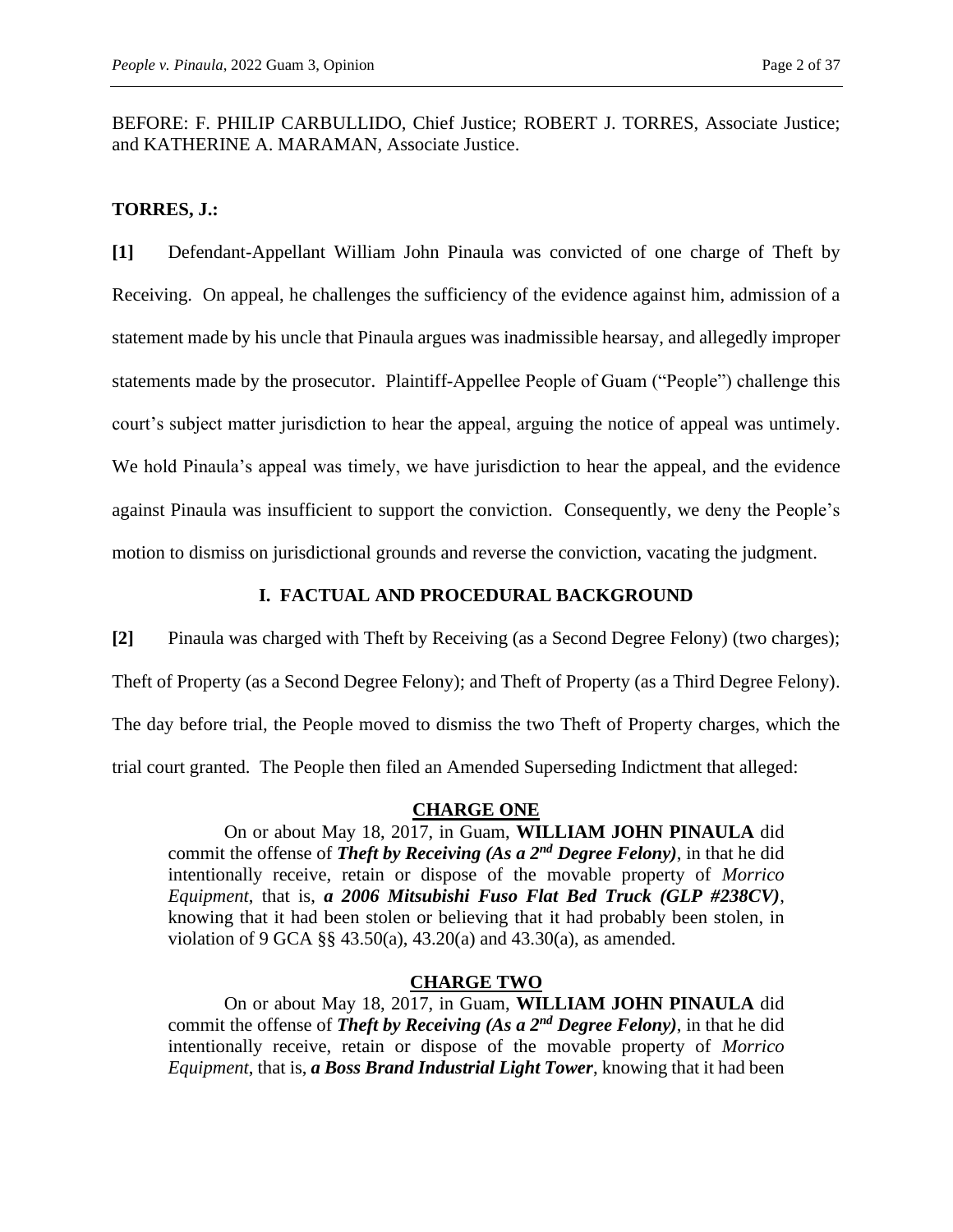BEFORE: F. PHILIP CARBULLIDO, Chief Justice; ROBERT J. TORRES, Associate Justice; and KATHERINE A. MARAMAN, Associate Justice.

**TORRES, J.:**

**[1]** Defendant-Appellant William John Pinaula was convicted of one charge of Theft by Receiving. On appeal, he challenges the sufficiency of the evidence against him, admission of a statement made by his uncle that Pinaula argues was inadmissible hearsay, and allegedly improper statements made by the prosecutor. Plaintiff-Appellee People of Guam ("People") challenge this court's subject matter jurisdiction to hear the appeal, arguing the notice of appeal was untimely. We hold Pinaula's appeal was timely, we have jurisdiction to hear the appeal, and the evidence against Pinaula was insufficient to support the conviction. Consequently, we deny the People's motion to dismiss on jurisdictional grounds and reverse the conviction, vacating the judgment.

## I. FACTUAL AND PROCEDURAL BACKGROUND

**[2]** Pinaula was charged with Theft by Receiving (as a Second Degree Felony) (two charges); Theft of Property (as a Second Degree Felony); and Theft of Property (as a Third Degree Felony). The day before trial, the People moved to dismiss the two Theft of Property charges, which the trial court granted. The People then filed an Amended Superseding Indictment that alleged:

> **CHARGE ONE**
>
> On or about May 18, 2017, in Guam, **WILLIAM JOHN PINAULA** did commit the offense of ***Theft by Receiving (As a 2nd Degree Felony)***, in that he did intentionally receive, retain or dispose of the movable property of *Morrico Equipment*, that is, ***a 2006 Mitsubishi Fuso Flat Bed Truck (GLP #238CV)***, knowing that it had been stolen or believing that it had probably been stolen, in violation of 9 GCA §§ 43.50(a), 43.20(a) and 43.30(a), as amended.
>
> **CHARGE TWO**
>
> On or about May 18, 2017, in Guam, **WILLIAM JOHN PINAULA** did commit the offense of ***Theft by Receiving (As a 2nd Degree Felony)***, in that he did intentionally receive, retain or dispose of the movable property of *Morrico Equipment*, that is, ***a Boss Brand Industrial Light Tower***, knowing that it had been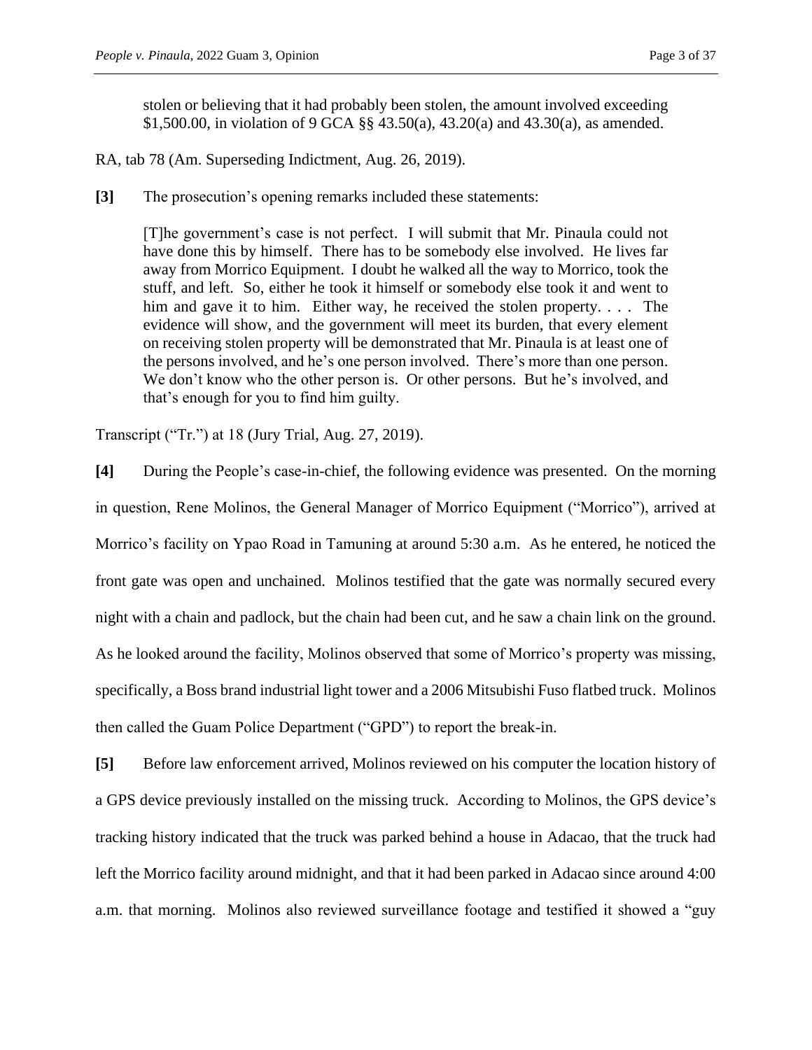> stolen or believing that it had probably been stolen, the amount involved exceeding $1,500.00, in violation of 9 GCA §§ 43.50(a), 43.20(a) and 43.30(a), as amended.

RA, tab 78 (Am. Superseding Indictment, Aug. 26, 2019).

**[3]** The prosecution's opening remarks included these statements:

> [T]he government's case is not perfect. I will submit that Mr. Pinaula could not have done this by himself. There has to be somebody else involved. He lives far away from Morrico Equipment. I doubt he walked all the way to Morrico, took the stuff, and left. So, either he took it himself or somebody else took it and went to him and gave it to him. Either way, he received the stolen property. . . . The evidence will show, and the government will meet its burden, that every element on receiving stolen property will be demonstrated that Mr. Pinaula is at least one of the persons involved, and he's one person involved. There's more than one person. We don't know who the other person is. Or other persons. But he's involved, and that's enough for you to find him guilty.

Transcript ("Tr.") at 18 (Jury Trial, Aug. 27, 2019).

**[4]** During the People's case-in-chief, the following evidence was presented. On the morning in question, Rene Molinos, the General Manager of Morrico Equipment ("Morrico"), arrived at Morrico's facility on Ypao Road in Tamuning at around 5:30 a.m. As he entered, he noticed the front gate was open and unchained. Molinos testified that the gate was normally secured every night with a chain and padlock, but the chain had been cut, and he saw a chain link on the ground. As he looked around the facility, Molinos observed that some of Morrico's property was missing, specifically, a Boss brand industrial light tower and a 2006 Mitsubishi Fuso flatbed truck. Molinos then called the Guam Police Department ("GPD") to report the break-in.

**[5]** Before law enforcement arrived, Molinos reviewed on his computer the location history of a GPS device previously installed on the missing truck. According to Molinos, the GPS device's tracking history indicated that the truck was parked behind a house in Adacao, that the truck had left the Morrico facility around midnight, and that it had been parked in Adacao since around 4:00 a.m. that morning. Molinos also reviewed surveillance footage and testified it showed a "guy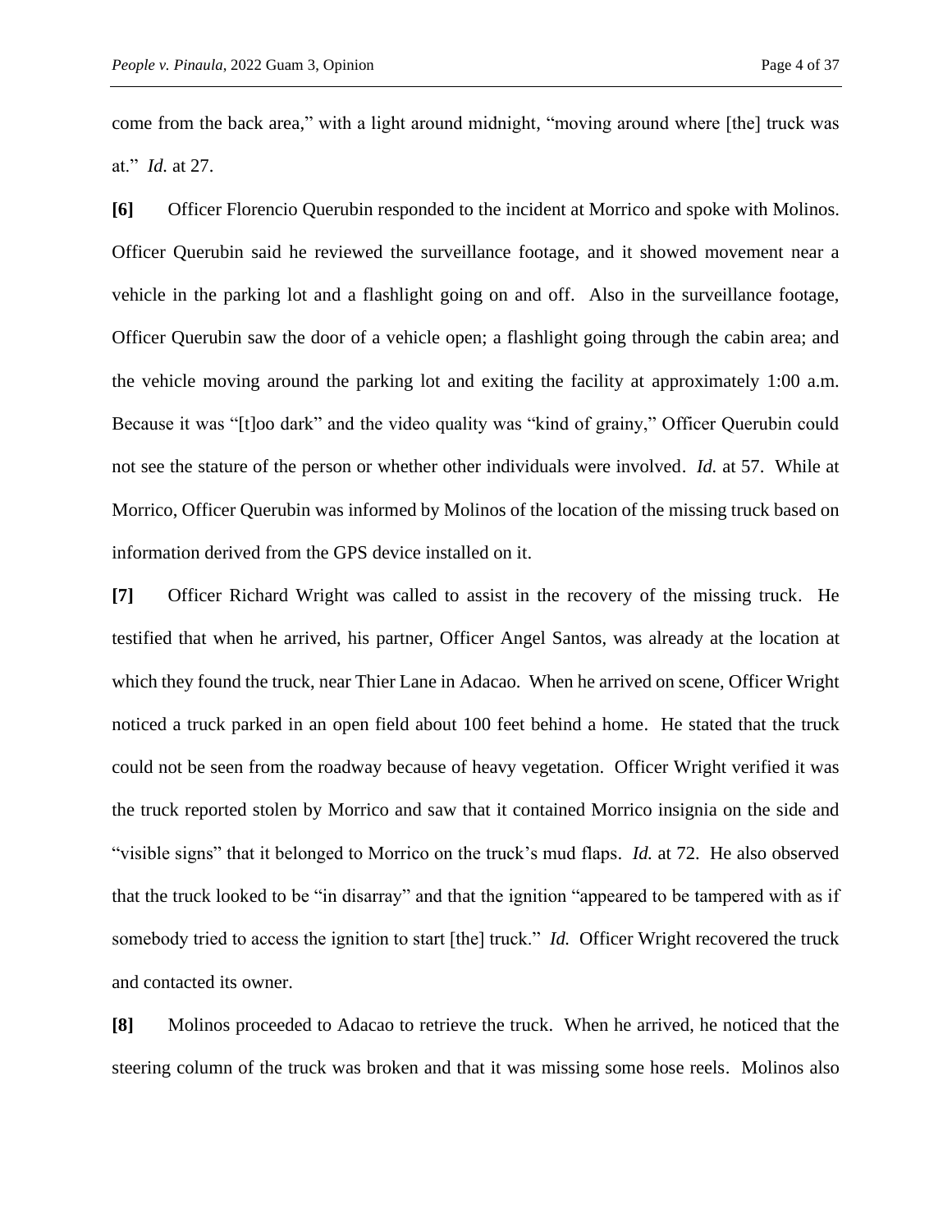come from the back area," with a light around midnight, "moving around where [the] truck was at." *Id.* at 27.

**[6]** Officer Florencio Querubin responded to the incident at Morrico and spoke with Molinos. Officer Querubin said he reviewed the surveillance footage, and it showed movement near a vehicle in the parking lot and a flashlight going on and off. Also in the surveillance footage, Officer Querubin saw the door of a vehicle open; a flashlight going through the cabin area; and the vehicle moving around the parking lot and exiting the facility at approximately 1:00 a.m. Because it was "[t]oo dark" and the video quality was "kind of grainy," Officer Querubin could not see the stature of the person or whether other individuals were involved. *Id.* at 57. While at Morrico, Officer Querubin was informed by Molinos of the location of the missing truck based on information derived from the GPS device installed on it.

**[7]** Officer Richard Wright was called to assist in the recovery of the missing truck. He testified that when he arrived, his partner, Officer Angel Santos, was already at the location at which they found the truck, near Thier Lane in Adacao. When he arrived on scene, Officer Wright noticed a truck parked in an open field about 100 feet behind a home. He stated that the truck could not be seen from the roadway because of heavy vegetation. Officer Wright verified it was the truck reported stolen by Morrico and saw that it contained Morrico insignia on the side and "visible signs" that it belonged to Morrico on the truck's mud flaps. *Id.* at 72. He also observed that the truck looked to be "in disarray" and that the ignition "appeared to be tampered with as if somebody tried to access the ignition to start [the] truck." *Id.* Officer Wright recovered the truck and contacted its owner.

**[8]** Molinos proceeded to Adacao to retrieve the truck. When he arrived, he noticed that the steering column of the truck was broken and that it was missing some hose reels. Molinos also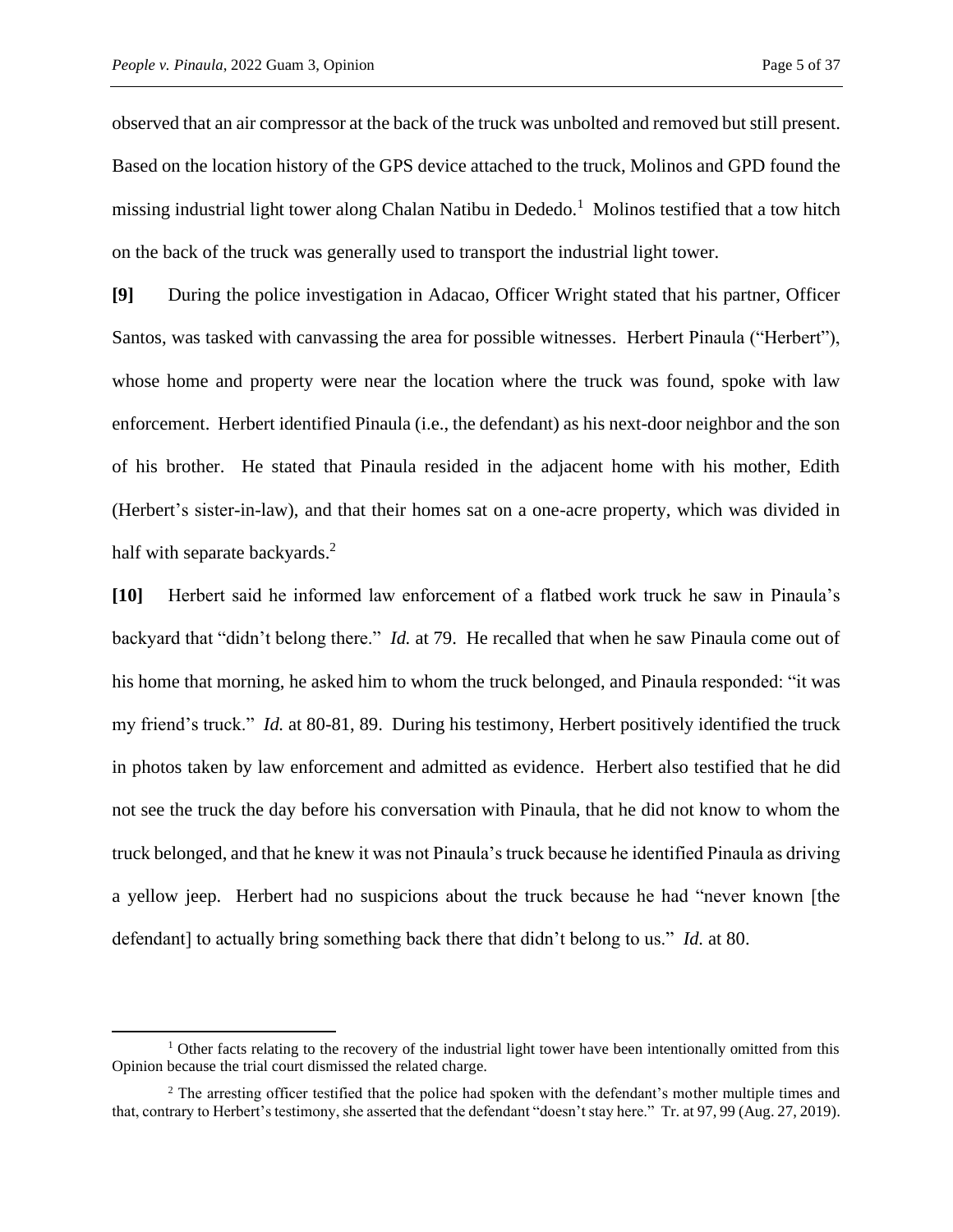observed that an air compressor at the back of the truck was unbolted and removed but still present. Based on the location history of the GPS device attached to the truck, Molinos and GPD found the missing industrial light tower along Chalan Natibu in Dededo.[1] Molinos testified that a tow hitch on the back of the truck was generally used to transport the industrial light tower.

**[9]** During the police investigation in Adacao, Officer Wright stated that his partner, Officer Santos, was tasked with canvassing the area for possible witnesses. Herbert Pinaula ("Herbert"), whose home and property were near the location where the truck was found, spoke with law enforcement. Herbert identified Pinaula (i.e., the defendant) as his next-door neighbor and the son of his brother. He stated that Pinaula resided in the adjacent home with his mother, Edith (Herbert's sister-in-law), and that their homes sat on a one-acre property, which was divided in half with separate backyards.[2]

**[10]** Herbert said he informed law enforcement of a flatbed work truck he saw in Pinaula's backyard that "didn't belong there." *Id.* at 79. He recalled that when he saw Pinaula come out of his home that morning, he asked him to whom the truck belonged, and Pinaula responded: "it was my friend's truck." *Id.* at 80-81, 89. During his testimony, Herbert positively identified the truck in photos taken by law enforcement and admitted as evidence. Herbert also testified that he did not see the truck the day before his conversation with Pinaula, that he did not know to whom the truck belonged, and that he knew it was not Pinaula's truck because he identified Pinaula as driving a yellow jeep. Herbert had no suspicions about the truck because he had "never known [the defendant] to actually bring something back there that didn't belong to us." *Id.* at 80.

---

[1] Other facts relating to the recovery of the industrial light tower have been intentionally omitted from this Opinion because the trial court dismissed the related charge.

[2] The arresting officer testified that the police had spoken with the defendant's mother multiple times and that, contrary to Herbert's testimony, she asserted that the defendant "doesn't stay here." Tr. at 97, 99 (Aug. 27, 2019).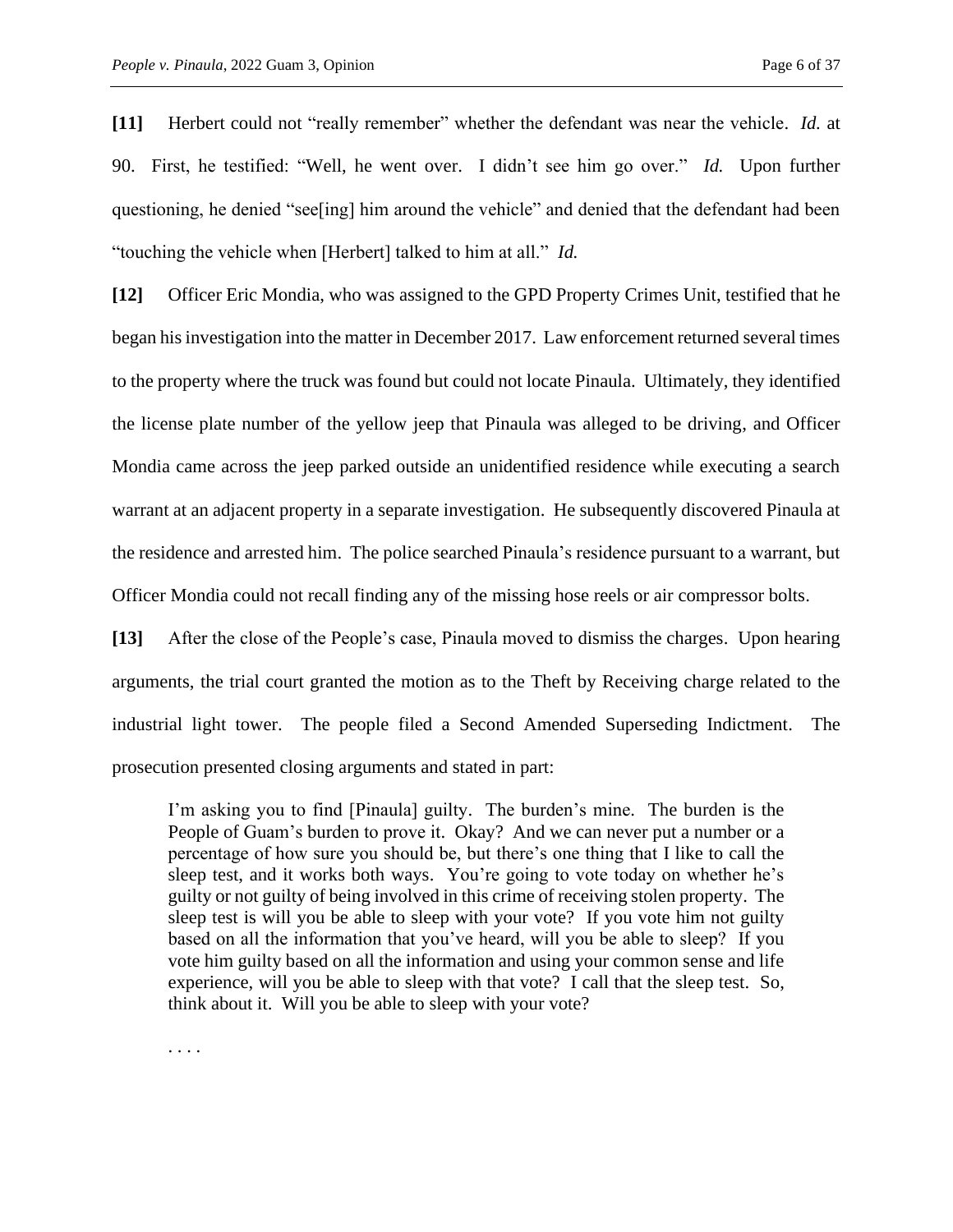**[11]** Herbert could not "really remember" whether the defendant was near the vehicle. *Id.* at 90. First, he testified: "Well, he went over. I didn't see him go over." *Id.* Upon further questioning, he denied "see[ing] him around the vehicle" and denied that the defendant had been "touching the vehicle when [Herbert] talked to him at all." *Id.*

**[12]** Officer Eric Mondia, who was assigned to the GPD Property Crimes Unit, testified that he began his investigation into the matter in December 2017. Law enforcement returned several times to the property where the truck was found but could not locate Pinaula. Ultimately, they identified the license plate number of the yellow jeep that Pinaula was alleged to be driving, and Officer Mondia came across the jeep parked outside an unidentified residence while executing a search warrant at an adjacent property in a separate investigation. He subsequently discovered Pinaula at the residence and arrested him. The police searched Pinaula's residence pursuant to a warrant, but Officer Mondia could not recall finding any of the missing hose reels or air compressor bolts.

**[13]** After the close of the People's case, Pinaula moved to dismiss the charges. Upon hearing arguments, the trial court granted the motion as to the Theft by Receiving charge related to the industrial light tower. The people filed a Second Amended Superseding Indictment. The prosecution presented closing arguments and stated in part:

> I'm asking you to find [Pinaula] guilty. The burden's mine. The burden is the People of Guam's burden to prove it. Okay? And we can never put a number or a percentage of how sure you should be, but there's one thing that I like to call the sleep test, and it works both ways. You're going to vote today on whether he's guilty or not guilty of being involved in this crime of receiving stolen property. The sleep test is will you be able to sleep with your vote? If you vote him not guilty based on all the information that you've heard, will you be able to sleep? If you vote him guilty based on all the information and using your common sense and life experience, will you be able to sleep with that vote? I call that the sleep test. So, think about it. Will you be able to sleep with your vote?
>
> . . . .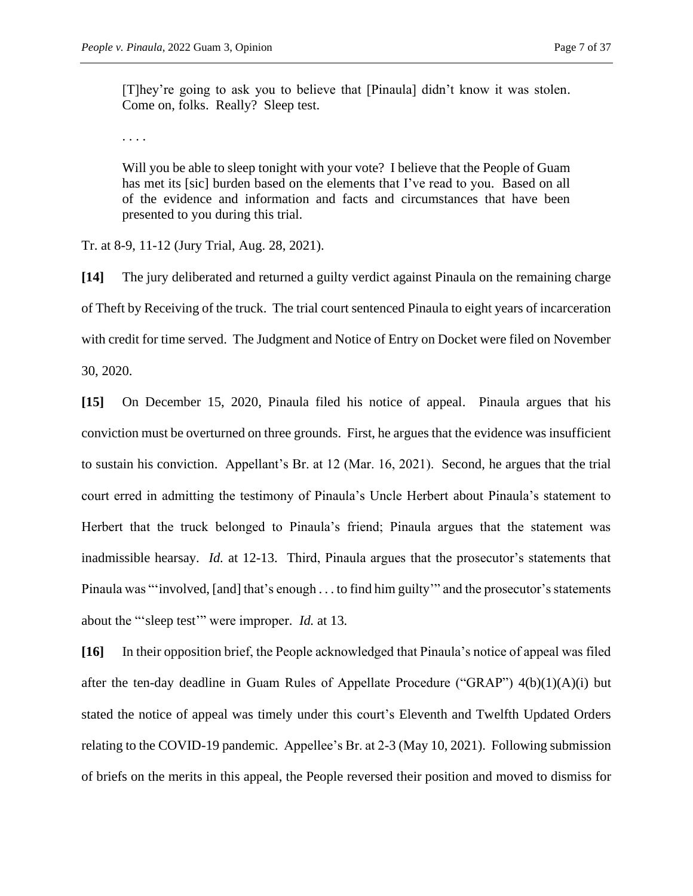> [T]hey're going to ask you to believe that [Pinaula] didn't know it was stolen. Come on, folks. Really? Sleep test.
>
> . . . .
>
> Will you be able to sleep tonight with your vote? I believe that the People of Guam has met its [sic] burden based on the elements that I've read to you. Based on all of the evidence and information and facts and circumstances that have been presented to you during this trial.

Tr. at 8-9, 11-12 (Jury Trial, Aug. 28, 2021).

**[14]** The jury deliberated and returned a guilty verdict against Pinaula on the remaining charge of Theft by Receiving of the truck. The trial court sentenced Pinaula to eight years of incarceration with credit for time served. The Judgment and Notice of Entry on Docket were filed on November 30, 2020.

**[15]** On December 15, 2020, Pinaula filed his notice of appeal. Pinaula argues that his conviction must be overturned on three grounds. First, he argues that the evidence was insufficient to sustain his conviction. Appellant's Br. at 12 (Mar. 16, 2021). Second, he argues that the trial court erred in admitting the testimony of Pinaula's Uncle Herbert about Pinaula's statement to Herbert that the truck belonged to Pinaula's friend; Pinaula argues that the statement was inadmissible hearsay. *Id.* at 12-13. Third, Pinaula argues that the prosecutor's statements that Pinaula was "'involved, [and] that's enough . . . to find him guilty'" and the prosecutor's statements about the "'sleep test'" were improper. *Id.* at 13.

**[16]** In their opposition brief, the People acknowledged that Pinaula's notice of appeal was filed after the ten-day deadline in Guam Rules of Appellate Procedure ("GRAP") 4(b)(1)(A)(i) but stated the notice of appeal was timely under this court's Eleventh and Twelfth Updated Orders relating to the COVID-19 pandemic. Appellee's Br. at 2-3 (May 10, 2021). Following submission of briefs on the merits in this appeal, the People reversed their position and moved to dismiss for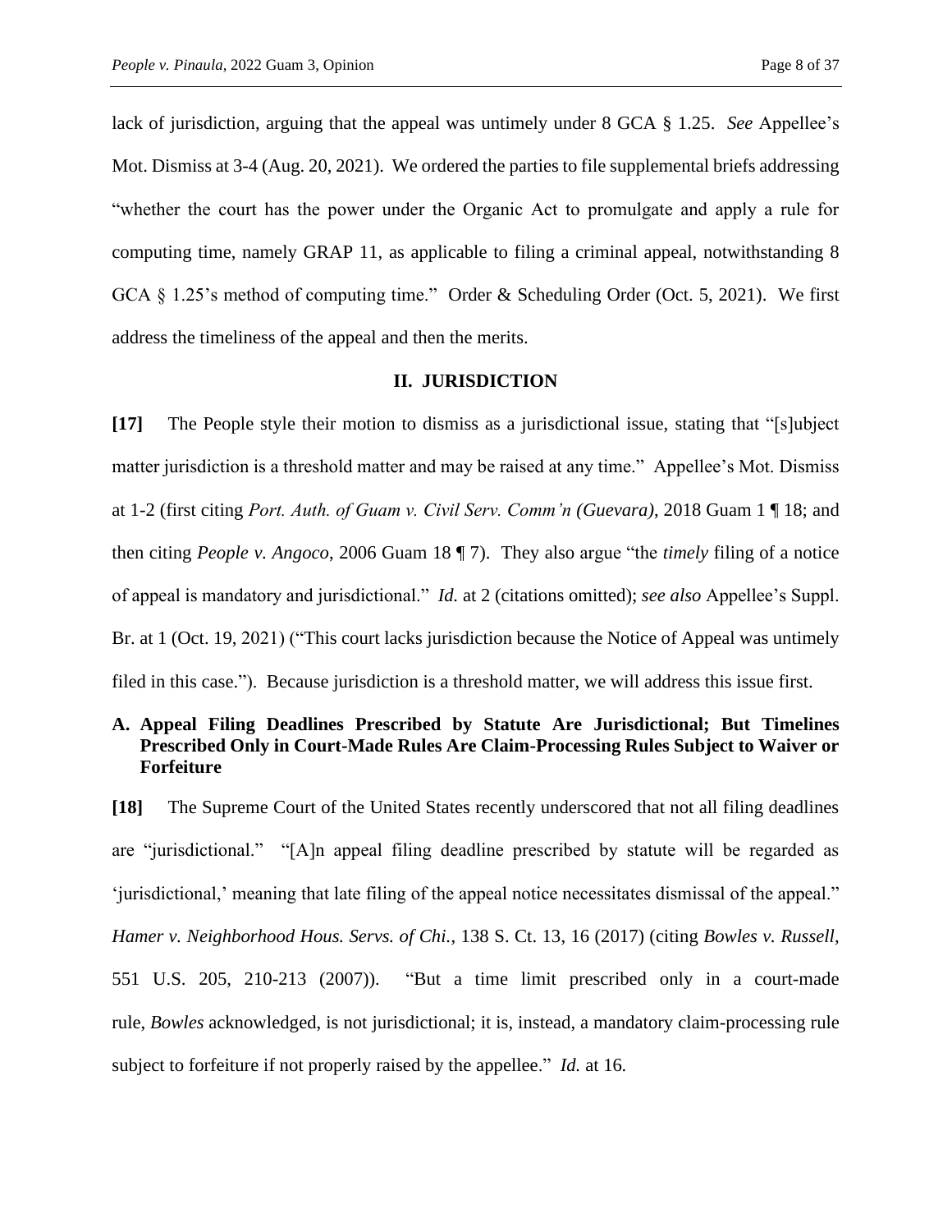lack of jurisdiction, arguing that the appeal was untimely under 8 GCA § 1.25. *See* Appellee's Mot. Dismiss at 3-4 (Aug. 20, 2021). We ordered the parties to file supplemental briefs addressing "whether the court has the power under the Organic Act to promulgate and apply a rule for computing time, namely GRAP 11, as applicable to filing a criminal appeal, notwithstanding 8 GCA § 1.25's method of computing time." Order & Scheduling Order (Oct. 5, 2021). We first address the timeliness of the appeal and then the merits.

## II. JURISDICTION

**[17]** The People style their motion to dismiss as a jurisdictional issue, stating that "[s]ubject matter jurisdiction is a threshold matter and may be raised at any time." Appellee's Mot. Dismiss at 1-2 (first citing *Port. Auth. of Guam v. Civil Serv. Comm'n (Guevara)*, 2018 Guam 1 ¶ 18; and then citing *People v. Angoco*, 2006 Guam 18 ¶ 7). They also argue "the *timely* filing of a notice of appeal is mandatory and jurisdictional." *Id.* at 2 (citations omitted); *see also* Appellee's Suppl. Br. at 1 (Oct. 19, 2021) ("This court lacks jurisdiction because the Notice of Appeal was untimely filed in this case."). Because jurisdiction is a threshold matter, we will address this issue first.

### A. Appeal Filing Deadlines Prescribed by Statute Are Jurisdictional; But Timelines Prescribed Only in Court-Made Rules Are Claim-Processing Rules Subject to Waiver or Forfeiture

**[18]** The Supreme Court of the United States recently underscored that not all filing deadlines are "jurisdictional." "[A]n appeal filing deadline prescribed by statute will be regarded as 'jurisdictional,' meaning that late filing of the appeal notice necessitates dismissal of the appeal." *Hamer v. Neighborhood Hous. Servs. of Chi.*, 138 S. Ct. 13, 16 (2017) (citing *Bowles v. Russell*, 551 U.S. 205, 210-213 (2007)). "But a time limit prescribed only in a court-made rule, *Bowles* acknowledged, is not jurisdictional; it is, instead, a mandatory claim-processing rule subject to forfeiture if not properly raised by the appellee." *Id.* at 16.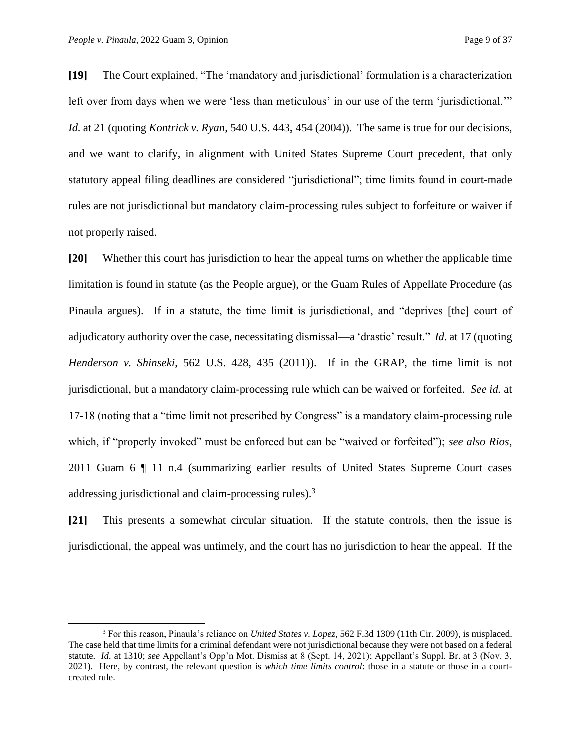**[19]** The Court explained, "The 'mandatory and jurisdictional' formulation is a characterization left over from days when we were 'less than meticulous' in our use of the term 'jurisdictional.'" *Id.* at 21 (quoting *Kontrick v. Ryan*, 540 U.S. 443, 454 (2004)). The same is true for our decisions, and we want to clarify, in alignment with United States Supreme Court precedent, that only statutory appeal filing deadlines are considered "jurisdictional"; time limits found in court-made rules are not jurisdictional but mandatory claim-processing rules subject to forfeiture or waiver if not properly raised.

**[20]** Whether this court has jurisdiction to hear the appeal turns on whether the applicable time limitation is found in statute (as the People argue), or the Guam Rules of Appellate Procedure (as Pinaula argues). If in a statute, the time limit is jurisdictional, and "deprives [the] court of adjudicatory authority over the case, necessitating dismissal—a 'drastic' result." *Id.* at 17 (quoting *Henderson v. Shinseki*, 562 U.S. 428, 435 (2011)). If in the GRAP, the time limit is not jurisdictional, but a mandatory claim-processing rule which can be waived or forfeited. *See id.* at 17-18 (noting that a "time limit not prescribed by Congress" is a mandatory claim-processing rule which, if "properly invoked" must be enforced but can be "waived or forfeited"); *see also Rios*, 2011 Guam 6 ¶ 11 n.4 (summarizing earlier results of United States Supreme Court cases addressing jurisdictional and claim-processing rules).[3]

**[21]** This presents a somewhat circular situation. If the statute controls, then the issue is jurisdictional, the appeal was untimely, and the court has no jurisdiction to hear the appeal. If the

[3] For this reason, Pinaula's reliance on *United States v. Lopez*, 562 F.3d 1309 (11th Cir. 2009), is misplaced. The case held that time limits for a criminal defendant were not jurisdictional because they were not based on a federal statute. *Id.* at 1310; *see* Appellant's Opp'n Mot. Dismiss at 8 (Sept. 14, 2021); Appellant's Suppl. Br. at 3 (Nov. 3, 2021). Here, by contrast, the relevant question is *which time limits control*: those in a statute or those in a court-created rule.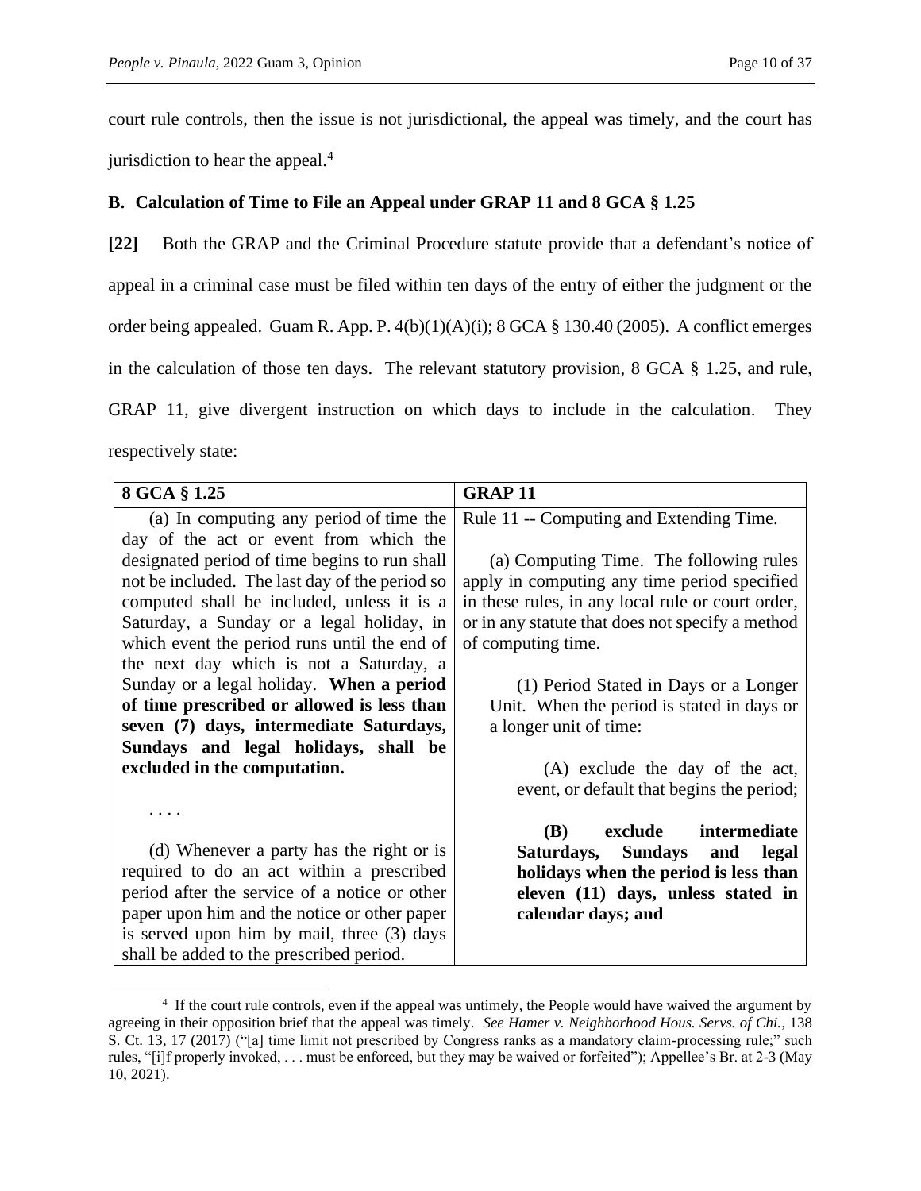court rule controls, then the issue is not jurisdictional, the appeal was timely, and the court has jurisdiction to hear the appeal.[4]

### B. Calculation of Time to File an Appeal under GRAP 11 and 8 GCA § 1.25

**[22]** Both the GRAP and the Criminal Procedure statute provide that a defendant's notice of appeal in a criminal case must be filed within ten days of the entry of either the judgment or the order being appealed. Guam R. App. P. 4(b)(1)(A)(i); 8 GCA § 130.40 (2005). A conflict emerges in the calculation of those ten days. The relevant statutory provision, 8 GCA § 1.25, and rule, GRAP 11, give divergent instruction on which days to include in the calculation. They respectively state:

| **8 GCA § 1.25** | **GRAP 11** |
|---|---|
| (a) In computing any period of time the day of the act or event from which the designated period of time begins to run shall not be included. The last day of the period so computed shall be included, unless it is a Saturday, a Sunday or a legal holiday, in which event the period runs until the end of the next day which is not a Saturday, a Sunday or a legal holiday. **When a period of time prescribed or allowed is less than seven (7) days, intermediate Saturdays, Sundays and legal holidays, shall be excluded in the computation.**<br><br>. . . .<br><br>(d) Whenever a party has the right or is required to do an act within a prescribed period after the service of a notice or other paper upon him and the notice or other paper is served upon him by mail, three (3) days shall be added to the prescribed period. | Rule 11 -- Computing and Extending Time.<br><br>(a) Computing Time. The following rules apply in computing any time period specified in these rules, in any local rule or court order, or in any statute that does not specify a method of computing time.<br><br>(1) Period Stated in Days or a Longer Unit. When the period is stated in days or a longer unit of time:<br><br>(A) exclude the day of the act, event, or default that begins the period;<br><br>**(B) exclude intermediate Saturdays, Sundays and legal holidays when the period is less than eleven (11) days, unless stated in calendar days; and** |

[4] If the court rule controls, even if the appeal was untimely, the People would have waived the argument by agreeing in their opposition brief that the appeal was timely. *See Hamer v. Neighborhood Hous. Servs. of Chi.*, 138 S. Ct. 13, 17 (2017) ("[a] time limit not prescribed by Congress ranks as a mandatory claim-processing rule;" such rules, "[i]f properly invoked, . . . must be enforced, but they may be waived or forfeited"); Appellee's Br. at 2-3 (May 10, 2021).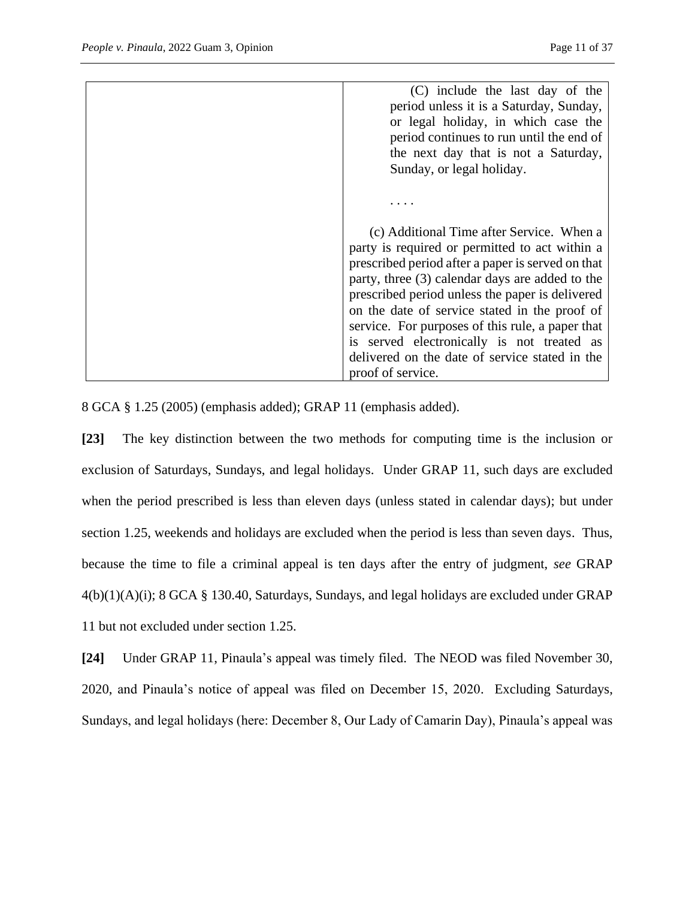| | (C) include the last day of the period unless it is a Saturday, Sunday, or legal holiday, in which case the period continues to run until the end of the next day that is not a Saturday, Sunday, or legal holiday.<br><br>. . . .<br><br>(c) Additional Time after Service. When a party is required or permitted to act within a prescribed period after a paper is served on that party, three (3) calendar days are added to the prescribed period unless the paper is delivered on the date of service stated in the proof of service. For purposes of this rule, a paper that is served electronically is not treated as delivered on the date of service stated in the proof of service. |
|---|---|

8 GCA § 1.25 (2005) (emphasis added); GRAP 11 (emphasis added).

**[23]** The key distinction between the two methods for computing time is the inclusion or exclusion of Saturdays, Sundays, and legal holidays. Under GRAP 11, such days are excluded when the period prescribed is less than eleven days (unless stated in calendar days); but under section 1.25, weekends and holidays are excluded when the period is less than seven days. Thus, because the time to file a criminal appeal is ten days after the entry of judgment, *see* GRAP 4(b)(1)(A)(i); 8 GCA § 130.40, Saturdays, Sundays, and legal holidays are excluded under GRAP 11 but not excluded under section 1.25.

**[24]** Under GRAP 11, Pinaula's appeal was timely filed. The NEOD was filed November 30, 2020, and Pinaula's notice of appeal was filed on December 15, 2020. Excluding Saturdays, Sundays, and legal holidays (here: December 8, Our Lady of Camarin Day), Pinaula's appeal was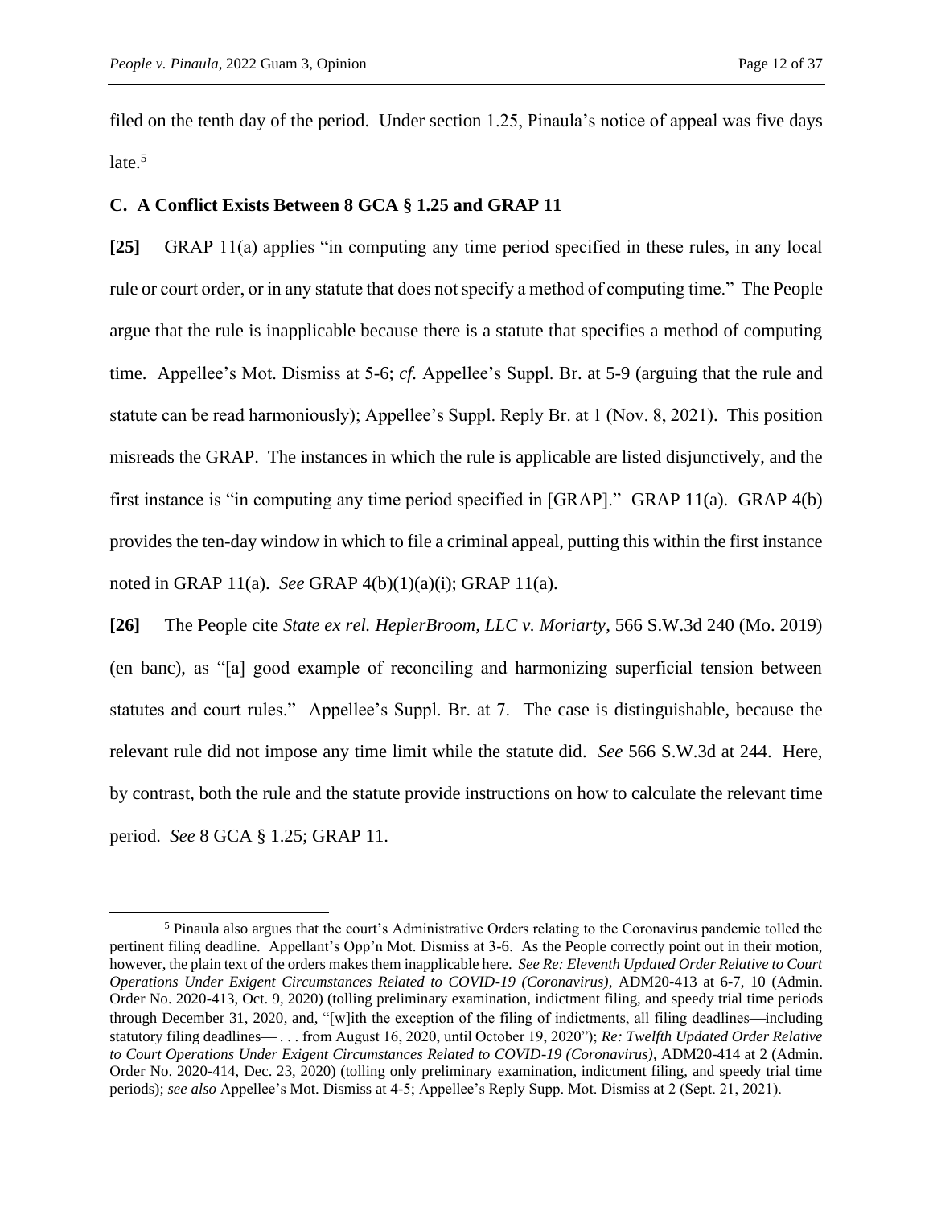filed on the tenth day of the period. Under section 1.25, Pinaula's notice of appeal was five days late.[5]

### C. A Conflict Exists Between 8 GCA § 1.25 and GRAP 11

**[25]** GRAP 11(a) applies "in computing any time period specified in these rules, in any local rule or court order, or in any statute that does not specify a method of computing time." The People argue that the rule is inapplicable because there is a statute that specifies a method of computing time. Appellee's Mot. Dismiss at 5-6; *cf.* Appellee's Suppl. Br. at 5-9 (arguing that the rule and statute can be read harmoniously); Appellee's Suppl. Reply Br. at 1 (Nov. 8, 2021). This position misreads the GRAP. The instances in which the rule is applicable are listed disjunctively, and the first instance is "in computing any time period specified in [GRAP]." GRAP 11(a). GRAP 4(b) provides the ten-day window in which to file a criminal appeal, putting this within the first instance noted in GRAP 11(a). *See* GRAP 4(b)(1)(a)(i); GRAP 11(a).

**[26]** The People cite *State ex rel. HeplerBroom, LLC v. Moriarty*, 566 S.W.3d 240 (Mo. 2019) (en banc), as "[a] good example of reconciling and harmonizing superficial tension between statutes and court rules." Appellee's Suppl. Br. at 7. The case is distinguishable, because the relevant rule did not impose any time limit while the statute did. *See* 566 S.W.3d at 244. Here, by contrast, both the rule and the statute provide instructions on how to calculate the relevant time period. *See* 8 GCA § 1.25; GRAP 11.

---

[5] Pinaula also argues that the court's Administrative Orders relating to the Coronavirus pandemic tolled the pertinent filing deadline. Appellant's Opp'n Mot. Dismiss at 3-6. As the People correctly point out in their motion, however, the plain text of the orders makes them inapplicable here. *See Re: Eleventh Updated Order Relative to Court Operations Under Exigent Circumstances Related to COVID-19 (Coronavirus)*, ADM20-413 at 6-7, 10 (Admin. Order No. 2020-413, Oct. 9, 2020) (tolling preliminary examination, indictment filing, and speedy trial time periods through December 31, 2020, and, "[w]ith the exception of the filing of indictments, all filing deadlines—including statutory filing deadlines— . . . from August 16, 2020, until October 19, 2020"); *Re: Twelfth Updated Order Relative to Court Operations Under Exigent Circumstances Related to COVID-19 (Coronavirus)*, ADM20-414 at 2 (Admin. Order No. 2020-414, Dec. 23, 2020) (tolling only preliminary examination, indictment filing, and speedy trial time periods); *see also* Appellee's Mot. Dismiss at 4-5; Appellee's Reply Supp. Mot. Dismiss at 2 (Sept. 21, 2021).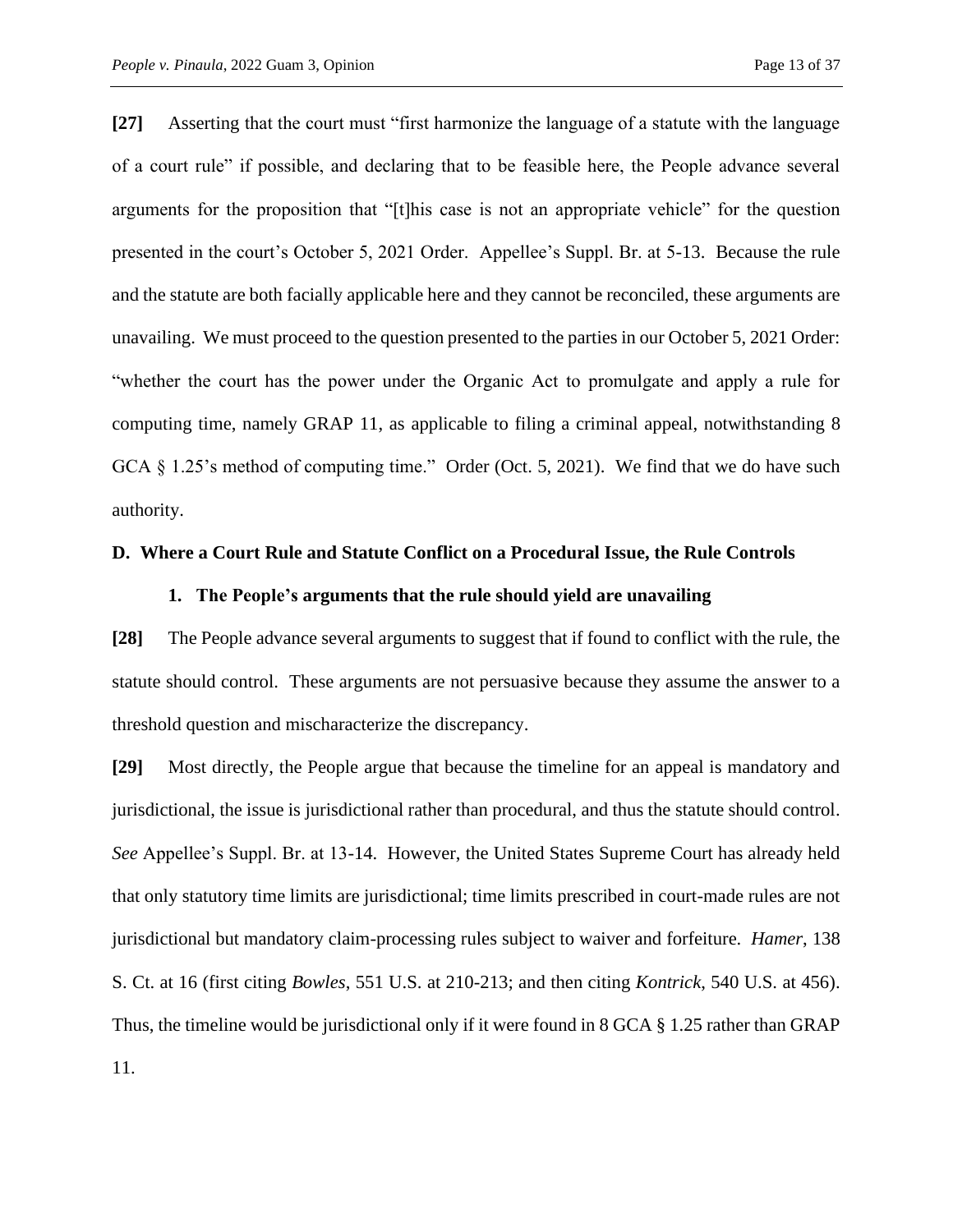**[27]** Asserting that the court must "first harmonize the language of a statute with the language of a court rule" if possible, and declaring that to be feasible here, the People advance several arguments for the proposition that "[t]his case is not an appropriate vehicle" for the question presented in the court's October 5, 2021 Order. Appellee's Suppl. Br. at 5-13. Because the rule and the statute are both facially applicable here and they cannot be reconciled, these arguments are unavailing. We must proceed to the question presented to the parties in our October 5, 2021 Order: "whether the court has the power under the Organic Act to promulgate and apply a rule for computing time, namely GRAP 11, as applicable to filing a criminal appeal, notwithstanding 8 GCA § 1.25's method of computing time." Order (Oct. 5, 2021). We find that we do have such authority.

### D. Where a Court Rule and Statute Conflict on a Procedural Issue, the Rule Controls

#### 1. The People's arguments that the rule should yield are unavailing

**[28]** The People advance several arguments to suggest that if found to conflict with the rule, the statute should control. These arguments are not persuasive because they assume the answer to a threshold question and mischaracterize the discrepancy.

**[29]** Most directly, the People argue that because the timeline for an appeal is mandatory and jurisdictional, the issue is jurisdictional rather than procedural, and thus the statute should control. *See* Appellee's Suppl. Br. at 13-14. However, the United States Supreme Court has already held that only statutory time limits are jurisdictional; time limits prescribed in court-made rules are not jurisdictional but mandatory claim-processing rules subject to waiver and forfeiture. *Hamer*, 138 S. Ct. at 16 (first citing *Bowles*, 551 U.S. at 210-213; and then citing *Kontrick*, 540 U.S. at 456). Thus, the timeline would be jurisdictional only if it were found in 8 GCA § 1.25 rather than GRAP 11.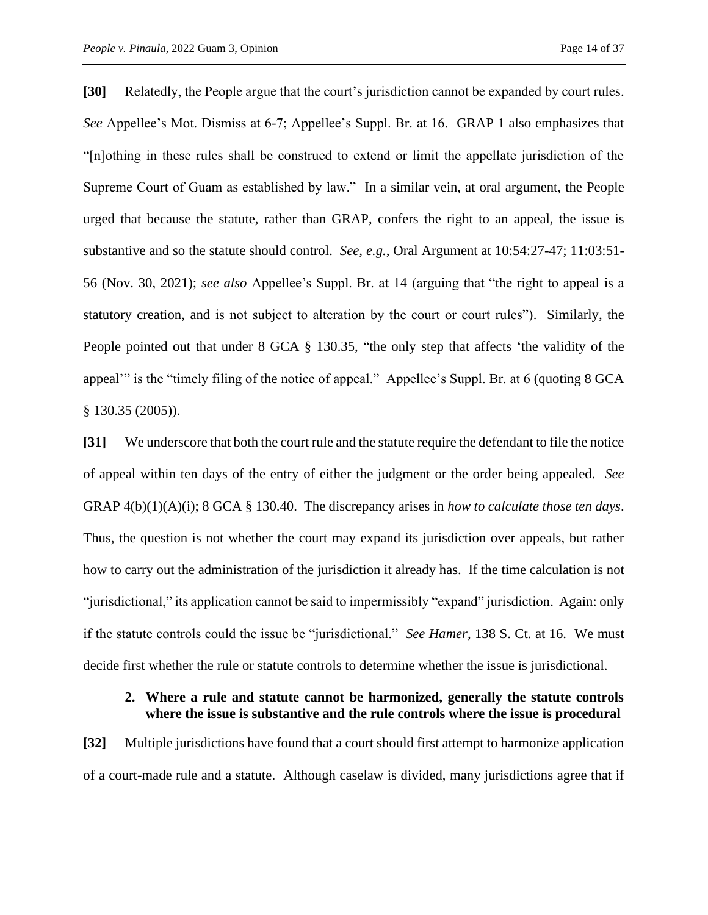**[30]** Relatedly, the People argue that the court's jurisdiction cannot be expanded by court rules. *See* Appellee's Mot. Dismiss at 6-7; Appellee's Suppl. Br. at 16. GRAP 1 also emphasizes that "[n]othing in these rules shall be construed to extend or limit the appellate jurisdiction of the Supreme Court of Guam as established by law." In a similar vein, at oral argument, the People urged that because the statute, rather than GRAP, confers the right to an appeal, the issue is substantive and so the statute should control. *See, e.g.*, Oral Argument at 10:54:27-47; 11:03:51-56 (Nov. 30, 2021); *see also* Appellee's Suppl. Br. at 14 (arguing that "the right to appeal is a statutory creation, and is not subject to alteration by the court or court rules"). Similarly, the People pointed out that under 8 GCA § 130.35, "the only step that affects 'the validity of the appeal'" is the "timely filing of the notice of appeal." Appellee's Suppl. Br. at 6 (quoting 8 GCA § 130.35 (2005)).

**[31]** We underscore that both the court rule and the statute require the defendant to file the notice of appeal within ten days of the entry of either the judgment or the order being appealed. *See* GRAP 4(b)(1)(A)(i); 8 GCA § 130.40. The discrepancy arises in *how to calculate those ten days*. Thus, the question is not whether the court may expand its jurisdiction over appeals, but rather how to carry out the administration of the jurisdiction it already has. If the time calculation is not "jurisdictional," its application cannot be said to impermissibly "expand" jurisdiction. Again: only if the statute controls could the issue be "jurisdictional." *See Hamer*, 138 S. Ct. at 16. We must decide first whether the rule or statute controls to determine whether the issue is jurisdictional.

### 2. Where a rule and statute cannot be harmonized, generally the statute controls where the issue is substantive and the rule controls where the issue is procedural

**[32]** Multiple jurisdictions have found that a court should first attempt to harmonize application of a court-made rule and a statute. Although caselaw is divided, many jurisdictions agree that if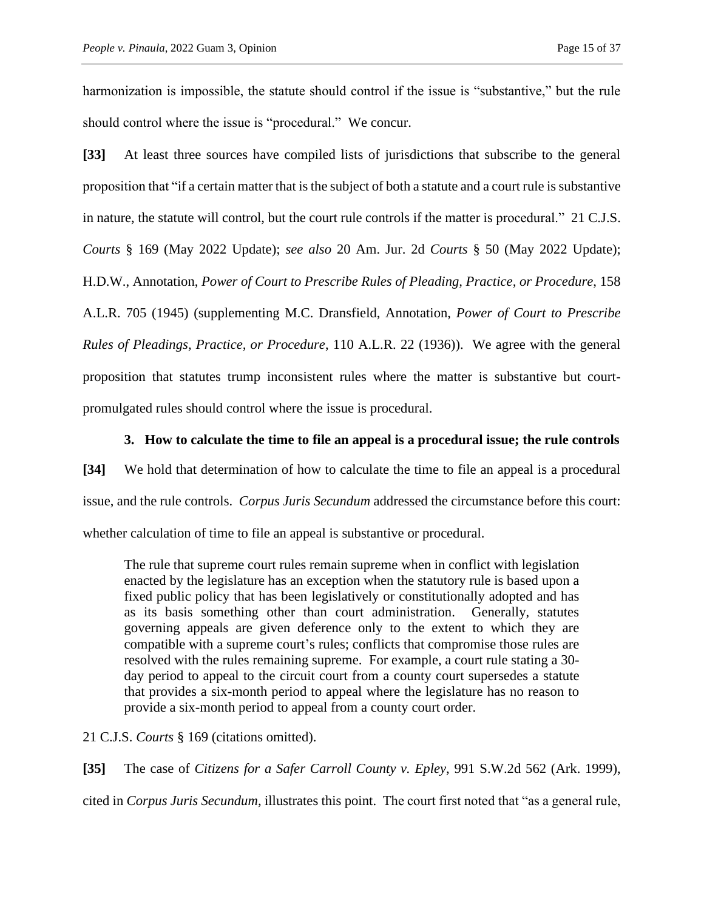harmonization is impossible, the statute should control if the issue is "substantive," but the rule should control where the issue is "procedural." We concur.

**[33]** At least three sources have compiled lists of jurisdictions that subscribe to the general proposition that "if a certain matter that is the subject of both a statute and a court rule is substantive in nature, the statute will control, but the court rule controls if the matter is procedural." 21 C.J.S. *Courts* § 169 (May 2022 Update); *see also* 20 Am. Jur. 2d *Courts* § 50 (May 2022 Update); H.D.W., Annotation, *Power of Court to Prescribe Rules of Pleading, Practice, or Procedure*, 158 A.L.R. 705 (1945) (supplementing M.C. Dransfield, Annotation, *Power of Court to Prescribe Rules of Pleadings, Practice, or Procedure*, 110 A.L.R. 22 (1936)). We agree with the general proposition that statutes trump inconsistent rules where the matter is substantive but court-promulgated rules should control where the issue is procedural.

### 3. How to calculate the time to file an appeal is a procedural issue; the rule controls

**[34]** We hold that determination of how to calculate the time to file an appeal is a procedural issue, and the rule controls. *Corpus Juris Secundum* addressed the circumstance before this court: whether calculation of time to file an appeal is substantive or procedural.

> The rule that supreme court rules remain supreme when in conflict with legislation enacted by the legislature has an exception when the statutory rule is based upon a fixed public policy that has been legislatively or constitutionally adopted and has as its basis something other than court administration. Generally, statutes governing appeals are given deference only to the extent to which they are compatible with a supreme court's rules; conflicts that compromise those rules are resolved with the rules remaining supreme. For example, a court rule stating a 30-day period to appeal to the circuit court from a county court supersedes a statute that provides a six-month period to appeal where the legislature has no reason to provide a six-month period to appeal from a county court order.

21 C.J.S. *Courts* § 169 (citations omitted).

**[35]** The case of *Citizens for a Safer Carroll County v. Epley*, 991 S.W.2d 562 (Ark. 1999), cited in *Corpus Juris Secundum*, illustrates this point. The court first noted that "as a general rule,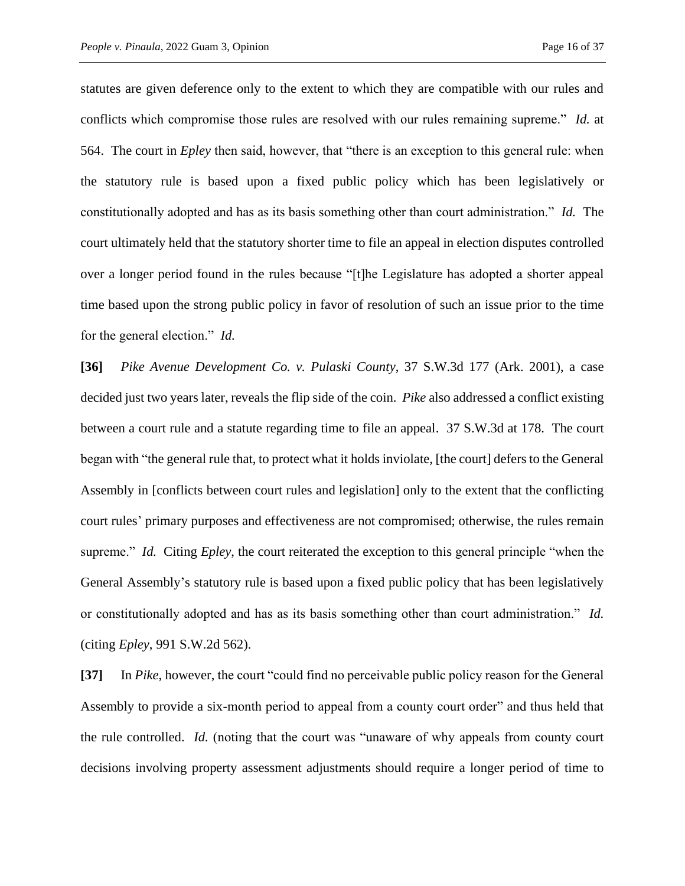statutes are given deference only to the extent to which they are compatible with our rules and conflicts which compromise those rules are resolved with our rules remaining supreme." *Id.* at 564. The court in *Epley* then said, however, that "there is an exception to this general rule: when the statutory rule is based upon a fixed public policy which has been legislatively or constitutionally adopted and has as its basis something other than court administration." *Id.* The court ultimately held that the statutory shorter time to file an appeal in election disputes controlled over a longer period found in the rules because "[t]he Legislature has adopted a shorter appeal time based upon the strong public policy in favor of resolution of such an issue prior to the time for the general election." *Id.*

**[36]** *Pike Avenue Development Co. v. Pulaski County*, 37 S.W.3d 177 (Ark. 2001), a case decided just two years later, reveals the flip side of the coin. *Pike* also addressed a conflict existing between a court rule and a statute regarding time to file an appeal. 37 S.W.3d at 178. The court began with "the general rule that, to protect what it holds inviolate, [the court] defers to the General Assembly in [conflicts between court rules and legislation] only to the extent that the conflicting court rules' primary purposes and effectiveness are not compromised; otherwise, the rules remain supreme." *Id.* Citing *Epley*, the court reiterated the exception to this general principle "when the General Assembly's statutory rule is based upon a fixed public policy that has been legislatively or constitutionally adopted and has as its basis something other than court administration." *Id.* (citing *Epley*, 991 S.W.2d 562).

**[37]** In *Pike*, however, the court "could find no perceivable public policy reason for the General Assembly to provide a six-month period to appeal from a county court order" and thus held that the rule controlled. *Id.* (noting that the court was "unaware of why appeals from county court decisions involving property assessment adjustments should require a longer period of time to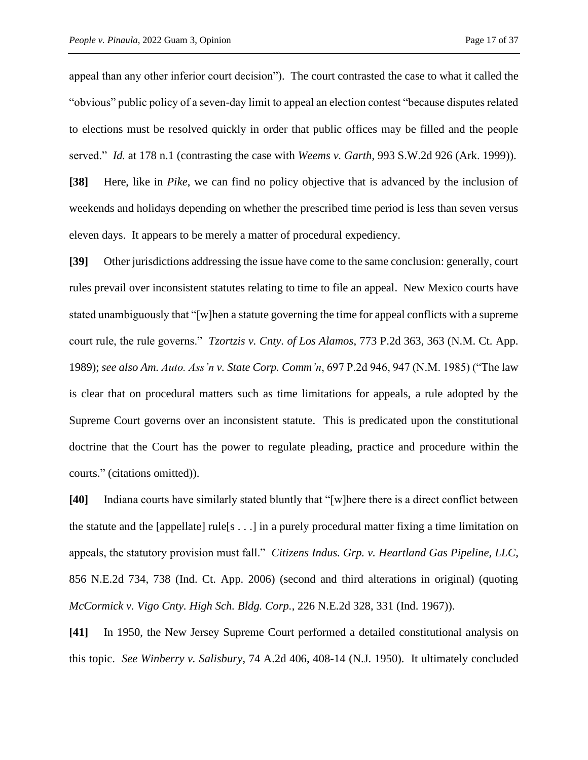appeal than any other inferior court decision"). The court contrasted the case to what it called the "obvious" public policy of a seven-day limit to appeal an election contest "because disputes related to elections must be resolved quickly in order that public offices may be filled and the people served." *Id.* at 178 n.1 (contrasting the case with *Weems v. Garth*, 993 S.W.2d 926 (Ark. 1999)).

**[38]** Here, like in *Pike*, we can find no policy objective that is advanced by the inclusion of weekends and holidays depending on whether the prescribed time period is less than seven versus eleven days. It appears to be merely a matter of procedural expediency.

**[39]** Other jurisdictions addressing the issue have come to the same conclusion: generally, court rules prevail over inconsistent statutes relating to time to file an appeal. New Mexico courts have stated unambiguously that "[w]hen a statute governing the time for appeal conflicts with a supreme court rule, the rule governs." *Tzortzis v. Cnty. of Los Alamos*, 773 P.2d 363, 363 (N.M. Ct. App. 1989); *see also Am. Auto. Ass'n v. State Corp. Comm'n*, 697 P.2d 946, 947 (N.M. 1985) ("The law is clear that on procedural matters such as time limitations for appeals, a rule adopted by the Supreme Court governs over an inconsistent statute. This is predicated upon the constitutional doctrine that the Court has the power to regulate pleading, practice and procedure within the courts." (citations omitted)).

**[40]** Indiana courts have similarly stated bluntly that "[w]here there is a direct conflict between the statute and the [appellate] rule[s . . .] in a purely procedural matter fixing a time limitation on appeals, the statutory provision must fall." *Citizens Indus. Grp. v. Heartland Gas Pipeline, LLC*, 856 N.E.2d 734, 738 (Ind. Ct. App. 2006) (second and third alterations in original) (quoting *McCormick v. Vigo Cnty. High Sch. Bldg. Corp.*, 226 N.E.2d 328, 331 (Ind. 1967)).

**[41]** In 1950, the New Jersey Supreme Court performed a detailed constitutional analysis on this topic. *See Winberry v. Salisbury*, 74 A.2d 406, 408-14 (N.J. 1950). It ultimately concluded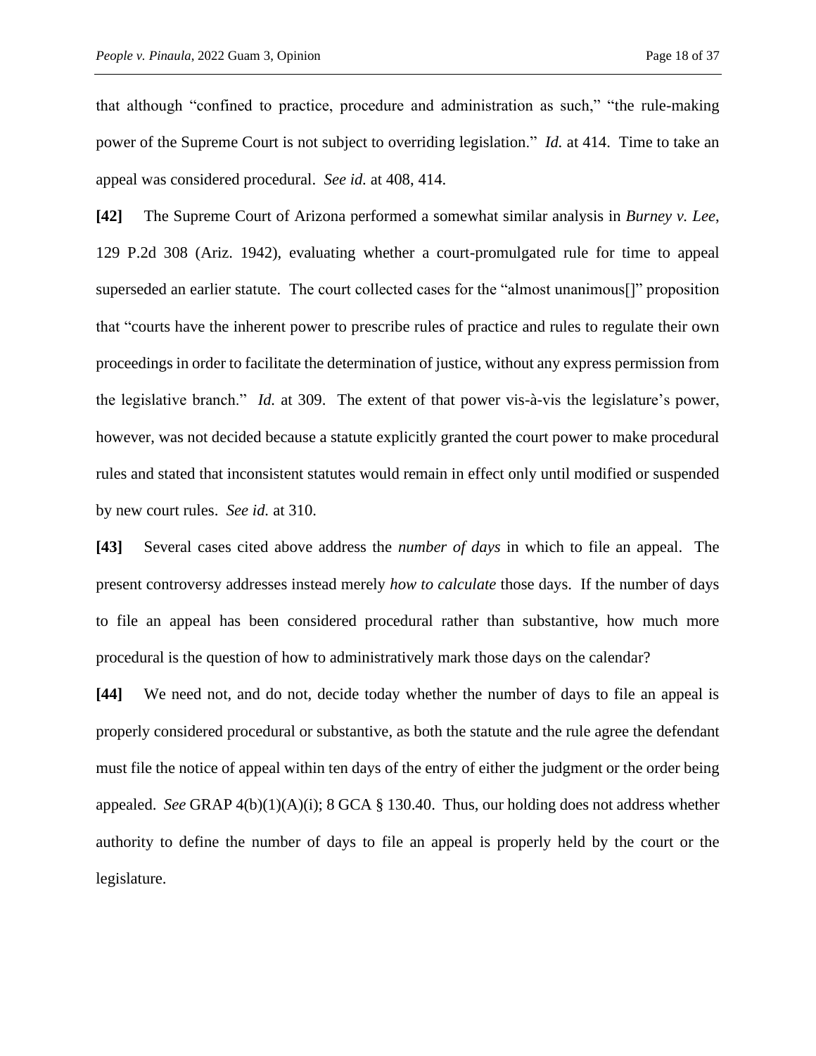that although "confined to practice, procedure and administration as such," "the rule-making power of the Supreme Court is not subject to overriding legislation." *Id.* at 414. Time to take an appeal was considered procedural. *See id.* at 408, 414.

**[42]** The Supreme Court of Arizona performed a somewhat similar analysis in *Burney v. Lee*, 129 P.2d 308 (Ariz. 1942), evaluating whether a court-promulgated rule for time to appeal superseded an earlier statute. The court collected cases for the "almost unanimous[]" proposition that "courts have the inherent power to prescribe rules of practice and rules to regulate their own proceedings in order to facilitate the determination of justice, without any express permission from the legislative branch." *Id.* at 309. The extent of that power vis-à-vis the legislature's power, however, was not decided because a statute explicitly granted the court power to make procedural rules and stated that inconsistent statutes would remain in effect only until modified or suspended by new court rules. *See id.* at 310.

**[43]** Several cases cited above address the *number of days* in which to file an appeal. The present controversy addresses instead merely *how to calculate* those days. If the number of days to file an appeal has been considered procedural rather than substantive, how much more procedural is the question of how to administratively mark those days on the calendar?

**[44]** We need not, and do not, decide today whether the number of days to file an appeal is properly considered procedural or substantive, as both the statute and the rule agree the defendant must file the notice of appeal within ten days of the entry of either the judgment or the order being appealed. *See* GRAP 4(b)(1)(A)(i); 8 GCA § 130.40. Thus, our holding does not address whether authority to define the number of days to file an appeal is properly held by the court or the legislature.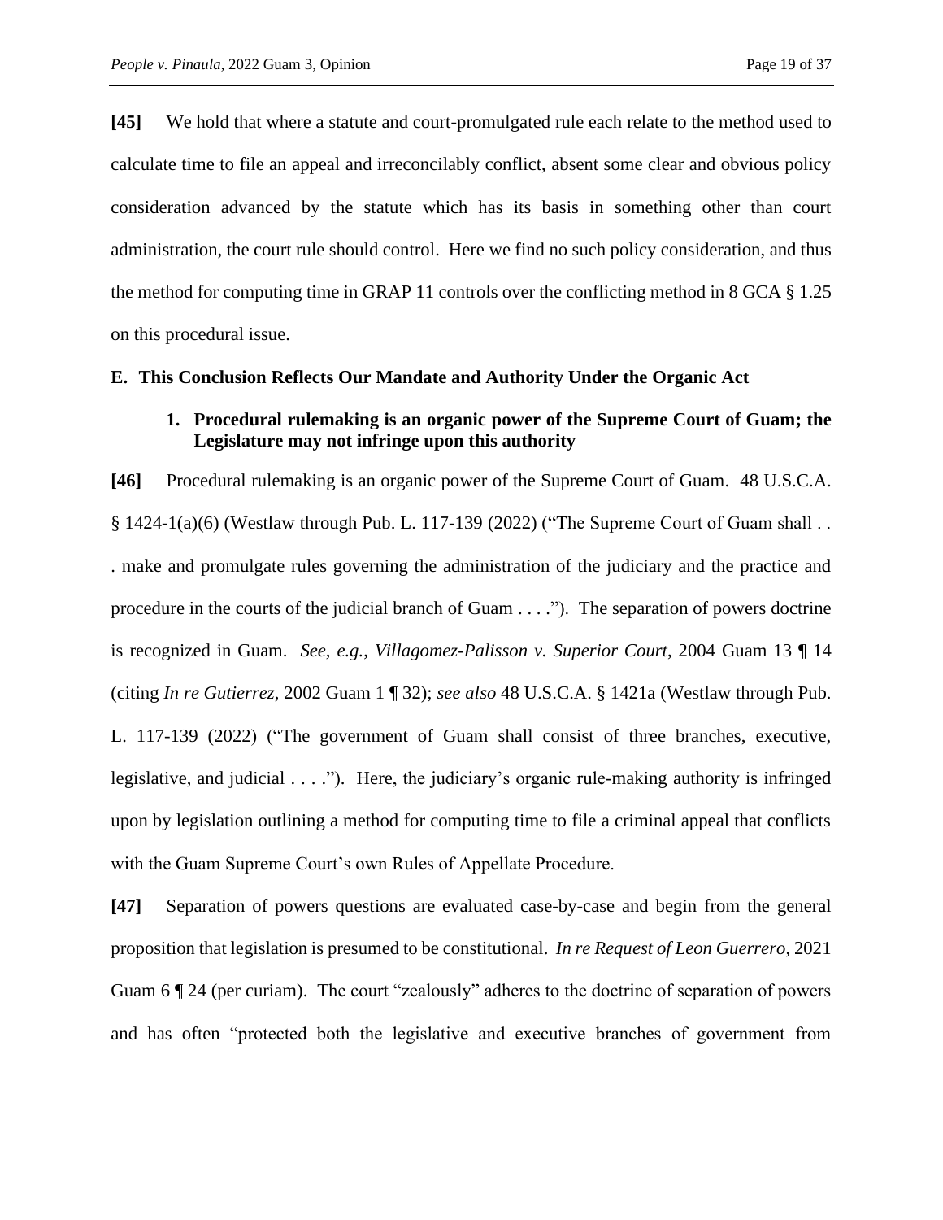**[45]** We hold that where a statute and court-promulgated rule each relate to the method used to calculate time to file an appeal and irreconcilably conflict, absent some clear and obvious policy consideration advanced by the statute which has its basis in something other than court administration, the court rule should control. Here we find no such policy consideration, and thus the method for computing time in GRAP 11 controls over the conflicting method in 8 GCA § 1.25 on this procedural issue.

### E. This Conclusion Reflects Our Mandate and Authority Under the Organic Act

#### 1. Procedural rulemaking is an organic power of the Supreme Court of Guam; the Legislature may not infringe upon this authority

**[46]** Procedural rulemaking is an organic power of the Supreme Court of Guam. 48 U.S.C.A. § 1424-1(a)(6) (Westlaw through Pub. L. 117-139 (2022) ("The Supreme Court of Guam shall . . . make and promulgate rules governing the administration of the judiciary and the practice and procedure in the courts of the judicial branch of Guam . . . ."). The separation of powers doctrine is recognized in Guam. *See, e.g.*, *Villagomez-Palisson v. Superior Court*, 2004 Guam 13 ¶ 14 (citing *In re Gutierrez*, 2002 Guam 1 ¶ 32); *see also* 48 U.S.C.A. § 1421a (Westlaw through Pub. L. 117-139 (2022) ("The government of Guam shall consist of three branches, executive, legislative, and judicial . . . ."). Here, the judiciary's organic rule-making authority is infringed upon by legislation outlining a method for computing time to file a criminal appeal that conflicts with the Guam Supreme Court's own Rules of Appellate Procedure.

**[47]** Separation of powers questions are evaluated case-by-case and begin from the general proposition that legislation is presumed to be constitutional. *In re Request of Leon Guerrero*, 2021 Guam 6 ¶ 24 (per curiam). The court "zealously" adheres to the doctrine of separation of powers and has often "protected both the legislative and executive branches of government from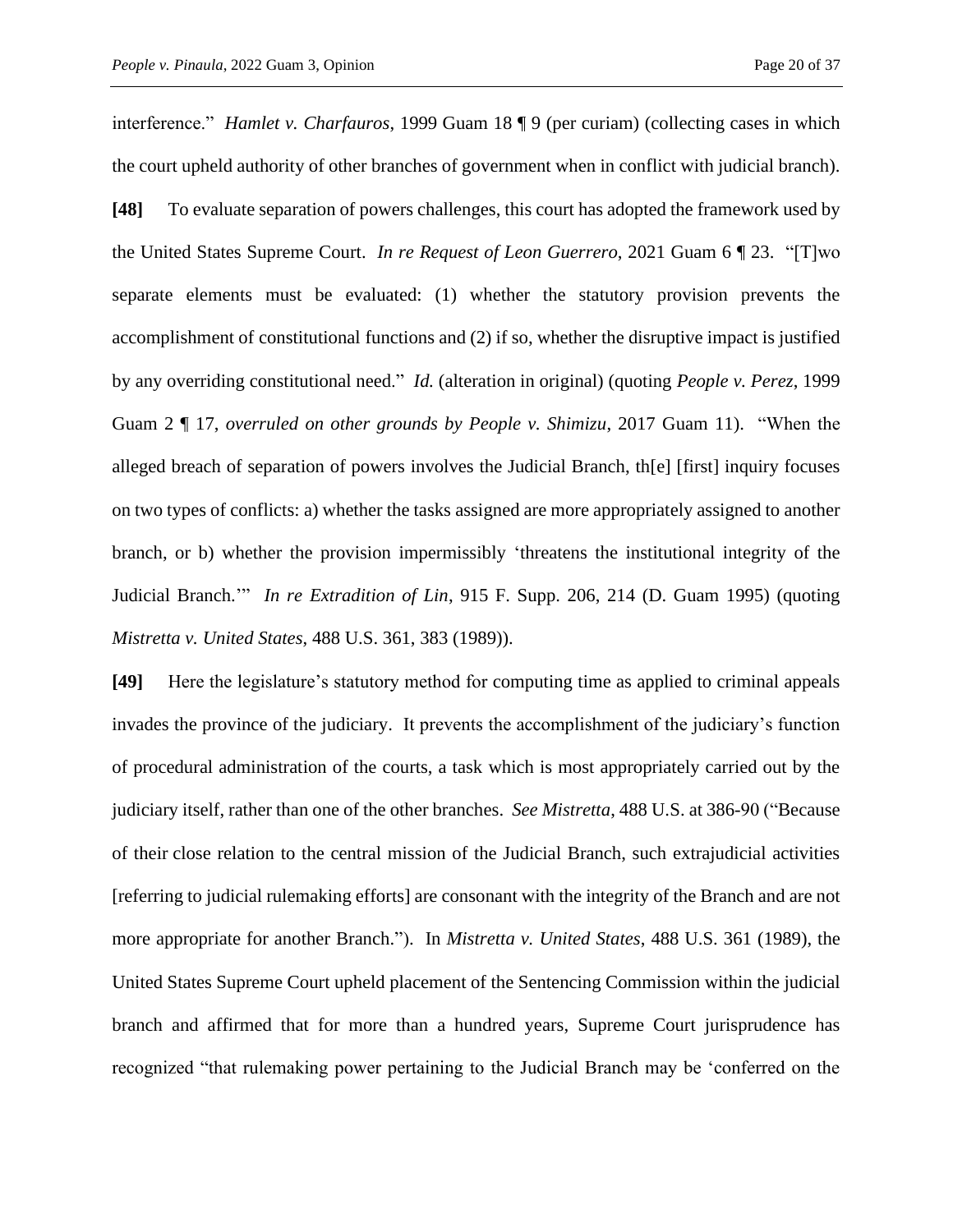interference." *Hamlet v. Charfauros*, 1999 Guam 18 ¶ 9 (per curiam) (collecting cases in which the court upheld authority of other branches of government when in conflict with judicial branch).

**[48]** To evaluate separation of powers challenges, this court has adopted the framework used by the United States Supreme Court. *In re Request of Leon Guerrero*, 2021 Guam 6 ¶ 23. "[T]wo separate elements must be evaluated: (1) whether the statutory provision prevents the accomplishment of constitutional functions and (2) if so, whether the disruptive impact is justified by any overriding constitutional need." *Id.* (alteration in original) (quoting *People v. Perez*, 1999 Guam 2 ¶ 17, *overruled on other grounds by People v. Shimizu*, 2017 Guam 11). "When the alleged breach of separation of powers involves the Judicial Branch, th[e] [first] inquiry focuses on two types of conflicts: a) whether the tasks assigned are more appropriately assigned to another branch, or b) whether the provision impermissibly 'threatens the institutional integrity of the Judicial Branch.'" *In re Extradition of Lin*, 915 F. Supp. 206, 214 (D. Guam 1995) (quoting *Mistretta v. United States*, 488 U.S. 361, 383 (1989)).

**[49]** Here the legislature's statutory method for computing time as applied to criminal appeals invades the province of the judiciary. It prevents the accomplishment of the judiciary's function of procedural administration of the courts, a task which is most appropriately carried out by the judiciary itself, rather than one of the other branches. *See Mistretta*, 488 U.S. at 386-90 ("Because of their close relation to the central mission of the Judicial Branch, such extrajudicial activities [referring to judicial rulemaking efforts] are consonant with the integrity of the Branch and are not more appropriate for another Branch."). In *Mistretta v. United States*, 488 U.S. 361 (1989), the United States Supreme Court upheld placement of the Sentencing Commission within the judicial branch and affirmed that for more than a hundred years, Supreme Court jurisprudence has recognized "that rulemaking power pertaining to the Judicial Branch may be 'conferred on the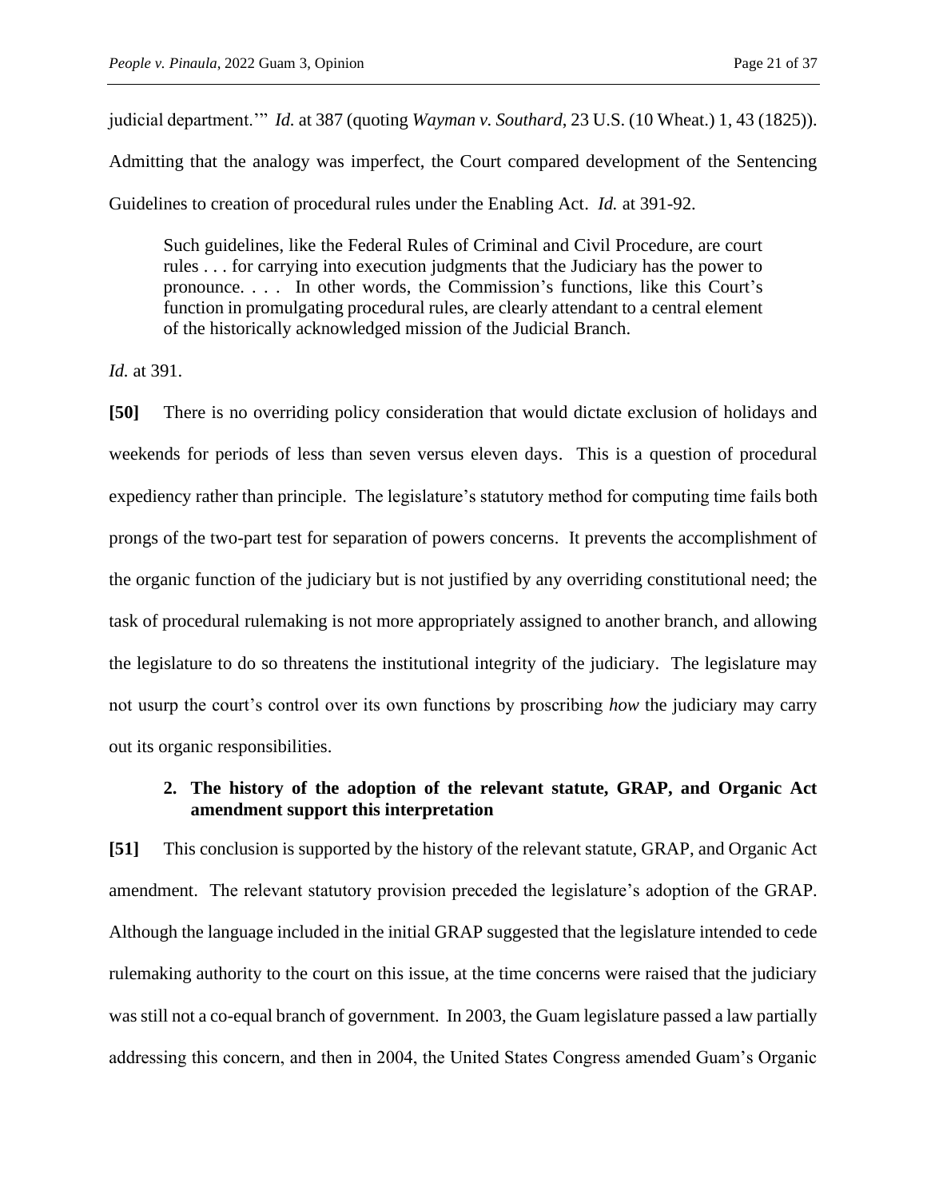judicial department.'" *Id.* at 387 (quoting *Wayman v. Southard*, 23 U.S. (10 Wheat.) 1, 43 (1825)). Admitting that the analogy was imperfect, the Court compared development of the Sentencing Guidelines to creation of procedural rules under the Enabling Act. *Id.* at 391-92.

> Such guidelines, like the Federal Rules of Criminal and Civil Procedure, are court rules . . . for carrying into execution judgments that the Judiciary has the power to pronounce. . . . In other words, the Commission's functions, like this Court's function in promulgating procedural rules, are clearly attendant to a central element of the historically acknowledged mission of the Judicial Branch.

*Id.* at 391.

**[50]** There is no overriding policy consideration that would dictate exclusion of holidays and weekends for periods of less than seven versus eleven days. This is a question of procedural expediency rather than principle. The legislature's statutory method for computing time fails both prongs of the two-part test for separation of powers concerns. It prevents the accomplishment of the organic function of the judiciary but is not justified by any overriding constitutional need; the task of procedural rulemaking is not more appropriately assigned to another branch, and allowing the legislature to do so threatens the institutional integrity of the judiciary. The legislature may not usurp the court's control over its own functions by proscribing *how* the judiciary may carry out its organic responsibilities.

### 2. The history of the adoption of the relevant statute, GRAP, and Organic Act amendment support this interpretation

**[51]** This conclusion is supported by the history of the relevant statute, GRAP, and Organic Act amendment. The relevant statutory provision preceded the legislature's adoption of the GRAP. Although the language included in the initial GRAP suggested that the legislature intended to cede rulemaking authority to the court on this issue, at the time concerns were raised that the judiciary was still not a co-equal branch of government. In 2003, the Guam legislature passed a law partially addressing this concern, and then in 2004, the United States Congress amended Guam's Organic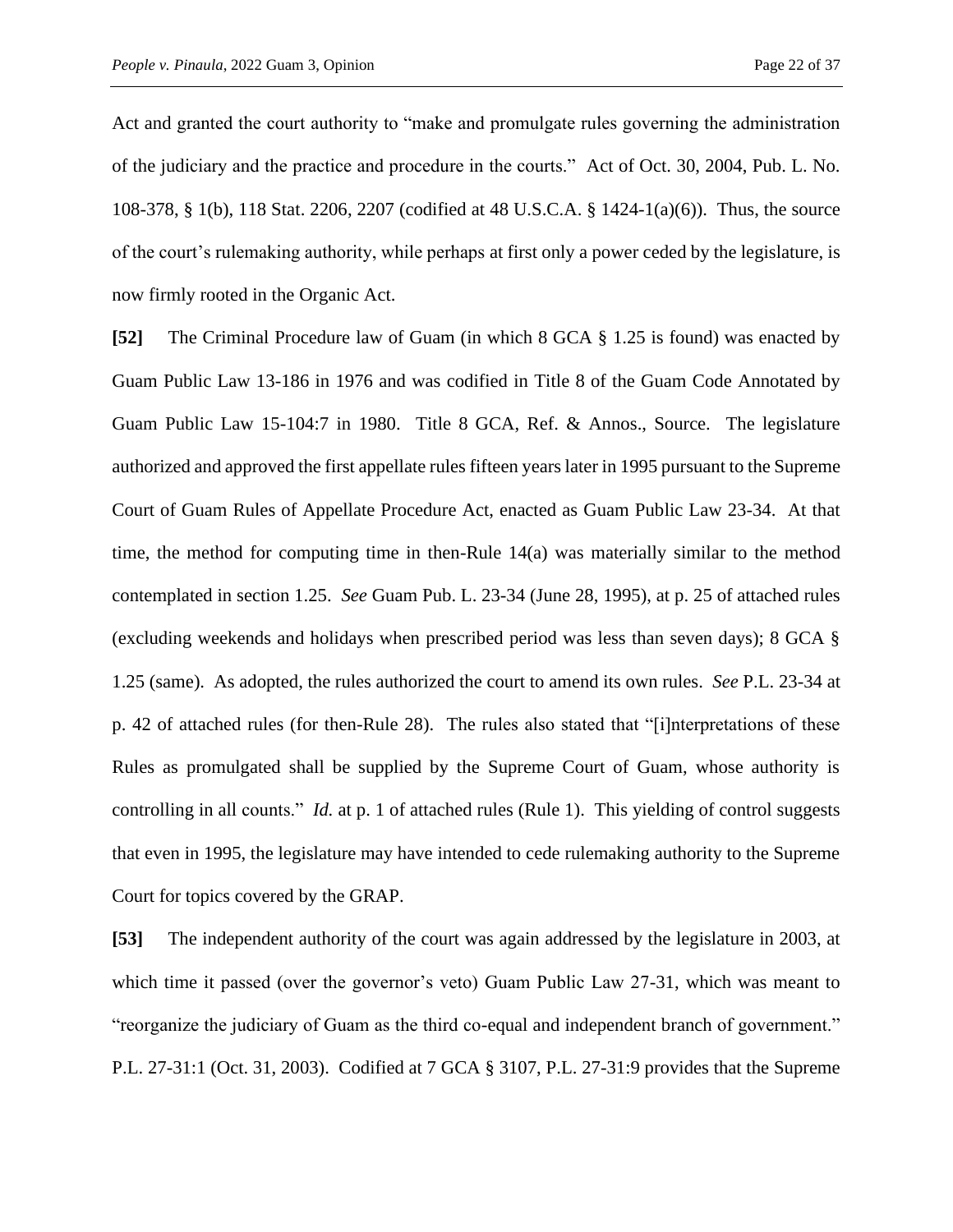Act and granted the court authority to "make and promulgate rules governing the administration of the judiciary and the practice and procedure in the courts." Act of Oct. 30, 2004, Pub. L. No. 108-378, § 1(b), 118 Stat. 2206, 2207 (codified at 48 U.S.C.A. § 1424-1(a)(6)). Thus, the source of the court's rulemaking authority, while perhaps at first only a power ceded by the legislature, is now firmly rooted in the Organic Act.

**[52]** The Criminal Procedure law of Guam (in which 8 GCA § 1.25 is found) was enacted by Guam Public Law 13-186 in 1976 and was codified in Title 8 of the Guam Code Annotated by Guam Public Law 15-104:7 in 1980. Title 8 GCA, Ref. & Annos., Source. The legislature authorized and approved the first appellate rules fifteen years later in 1995 pursuant to the Supreme Court of Guam Rules of Appellate Procedure Act, enacted as Guam Public Law 23-34. At that time, the method for computing time in then-Rule 14(a) was materially similar to the method contemplated in section 1.25. *See* Guam Pub. L. 23-34 (June 28, 1995), at p. 25 of attached rules (excluding weekends and holidays when prescribed period was less than seven days); 8 GCA § 1.25 (same). As adopted, the rules authorized the court to amend its own rules. *See* P.L. 23-34 at p. 42 of attached rules (for then-Rule 28). The rules also stated that "[i]nterpretations of these Rules as promulgated shall be supplied by the Supreme Court of Guam, whose authority is controlling in all counts." *Id.* at p. 1 of attached rules (Rule 1). This yielding of control suggests that even in 1995, the legislature may have intended to cede rulemaking authority to the Supreme Court for topics covered by the GRAP.

**[53]** The independent authority of the court was again addressed by the legislature in 2003, at which time it passed (over the governor's veto) Guam Public Law 27-31, which was meant to "reorganize the judiciary of Guam as the third co-equal and independent branch of government." P.L. 27-31:1 (Oct. 31, 2003). Codified at 7 GCA § 3107, P.L. 27-31:9 provides that the Supreme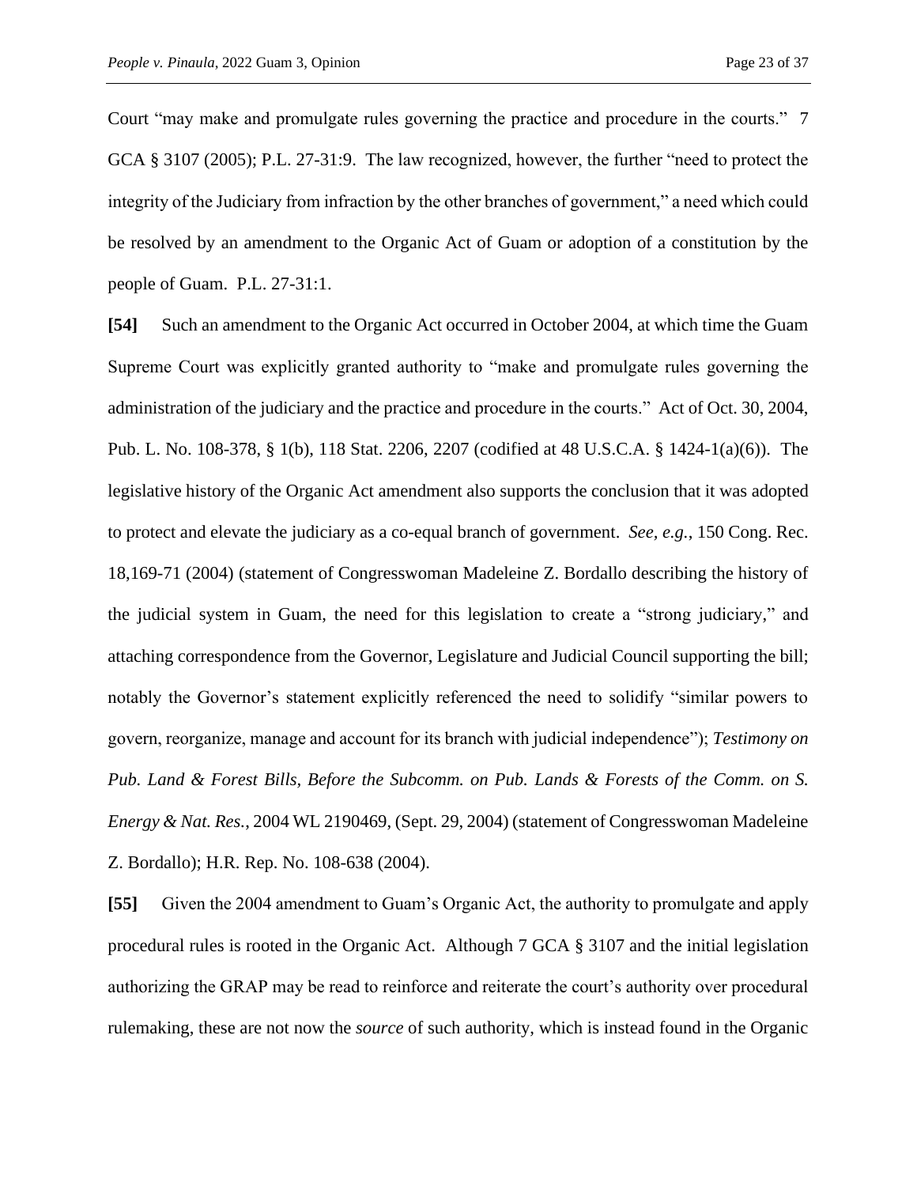Court "may make and promulgate rules governing the practice and procedure in the courts." 7 GCA § 3107 (2005); P.L. 27-31:9. The law recognized, however, the further "need to protect the integrity of the Judiciary from infraction by the other branches of government," a need which could be resolved by an amendment to the Organic Act of Guam or adoption of a constitution by the people of Guam. P.L. 27-31:1.

**[54]** Such an amendment to the Organic Act occurred in October 2004, at which time the Guam Supreme Court was explicitly granted authority to "make and promulgate rules governing the administration of the judiciary and the practice and procedure in the courts." Act of Oct. 30, 2004, Pub. L. No. 108-378, § 1(b), 118 Stat. 2206, 2207 (codified at 48 U.S.C.A. § 1424-1(a)(6)). The legislative history of the Organic Act amendment also supports the conclusion that it was adopted to protect and elevate the judiciary as a co-equal branch of government. *See, e.g.*, 150 Cong. Rec. 18,169-71 (2004) (statement of Congresswoman Madeleine Z. Bordallo describing the history of the judicial system in Guam, the need for this legislation to create a "strong judiciary," and attaching correspondence from the Governor, Legislature and Judicial Council supporting the bill; notably the Governor's statement explicitly referenced the need to solidify "similar powers to govern, reorganize, manage and account for its branch with judicial independence"); *Testimony on Pub. Land & Forest Bills, Before the Subcomm. on Pub. Lands & Forests of the Comm. on S. Energy & Nat. Res.*, 2004 WL 2190469, (Sept. 29, 2004) (statement of Congresswoman Madeleine Z. Bordallo); H.R. Rep. No. 108-638 (2004).

**[55]** Given the 2004 amendment to Guam's Organic Act, the authority to promulgate and apply procedural rules is rooted in the Organic Act. Although 7 GCA § 3107 and the initial legislation authorizing the GRAP may be read to reinforce and reiterate the court's authority over procedural rulemaking, these are not now the *source* of such authority, which is instead found in the Organic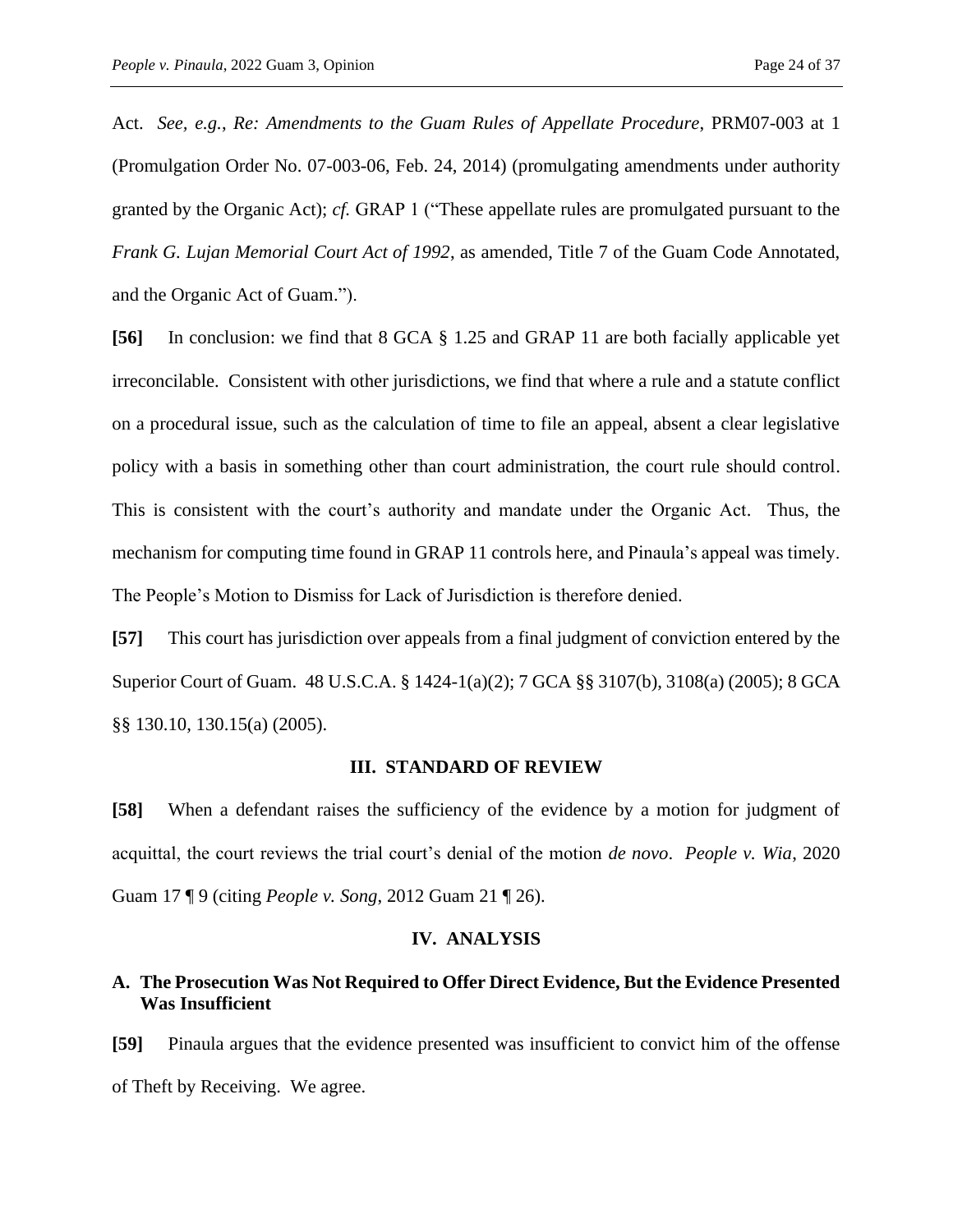Act. *See, e.g.*, *Re: Amendments to the Guam Rules of Appellate Procedure*, PRM07-003 at 1 (Promulgation Order No. 07-003-06, Feb. 24, 2014) (promulgating amendments under authority granted by the Organic Act); *cf.* GRAP 1 ("These appellate rules are promulgated pursuant to the *Frank G. Lujan Memorial Court Act of 1992*, as amended, Title 7 of the Guam Code Annotated, and the Organic Act of Guam.").

**[56]** In conclusion: we find that 8 GCA § 1.25 and GRAP 11 are both facially applicable yet irreconcilable. Consistent with other jurisdictions, we find that where a rule and a statute conflict on a procedural issue, such as the calculation of time to file an appeal, absent a clear legislative policy with a basis in something other than court administration, the court rule should control. This is consistent with the court's authority and mandate under the Organic Act. Thus, the mechanism for computing time found in GRAP 11 controls here, and Pinaula's appeal was timely. The People's Motion to Dismiss for Lack of Jurisdiction is therefore denied.

**[57]** This court has jurisdiction over appeals from a final judgment of conviction entered by the Superior Court of Guam. 48 U.S.C.A. § 1424-1(a)(2); 7 GCA §§ 3107(b), 3108(a) (2005); 8 GCA §§ 130.10, 130.15(a) (2005).

## III. STANDARD OF REVIEW

**[58]** When a defendant raises the sufficiency of the evidence by a motion for judgment of acquittal, the court reviews the trial court's denial of the motion *de novo*. *People v. Wia*, 2020 Guam 17 ¶ 9 (citing *People v. Song*, 2012 Guam 21 ¶ 26).

## IV. ANALYSIS

### A. The Prosecution Was Not Required to Offer Direct Evidence, But the Evidence Presented Was Insufficient

**[59]** Pinaula argues that the evidence presented was insufficient to convict him of the offense of Theft by Receiving. We agree.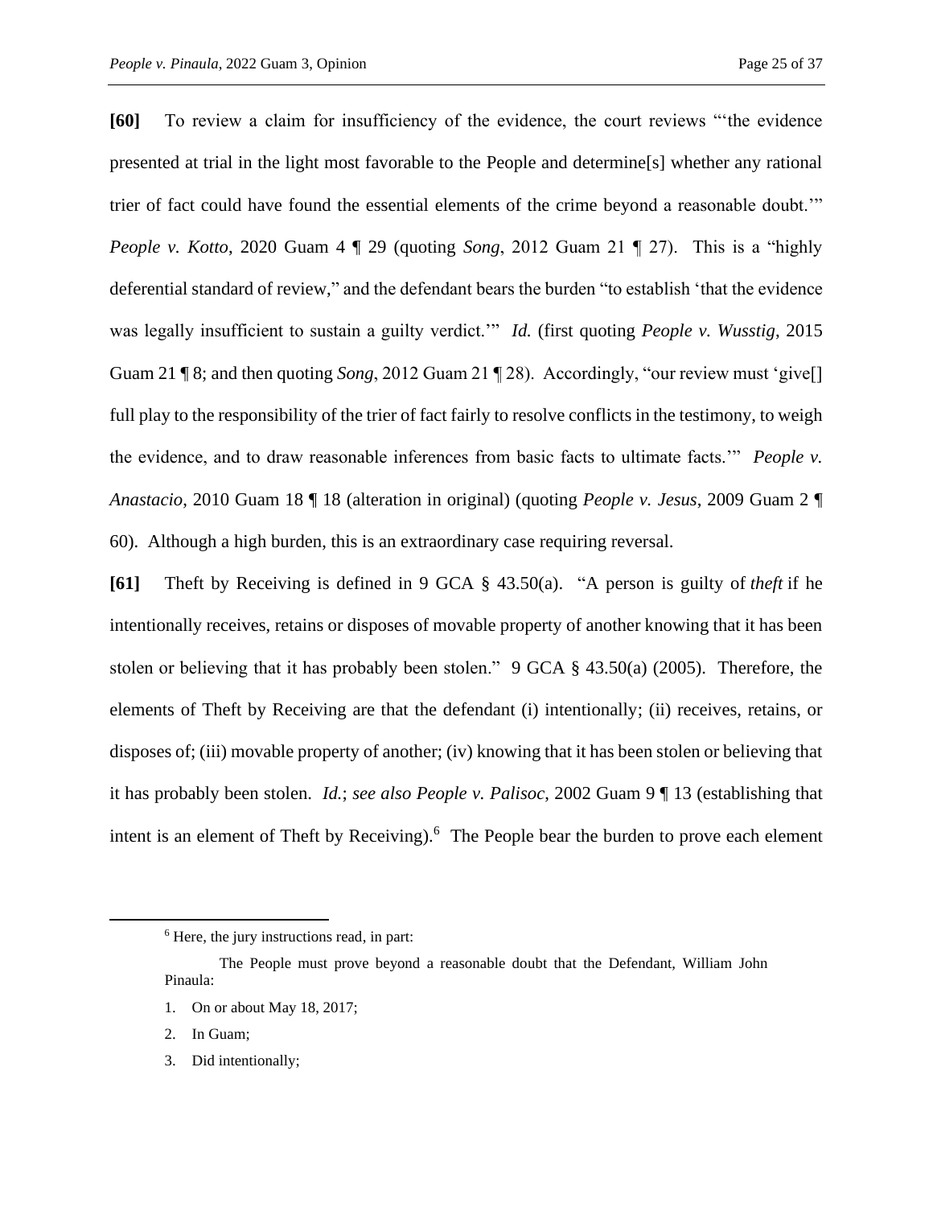**[60]** To review a claim for insufficiency of the evidence, the court reviews "'the evidence presented at trial in the light most favorable to the People and determine[s] whether any rational trier of fact could have found the essential elements of the crime beyond a reasonable doubt.'" *People v. Kotto*, 2020 Guam 4 ¶ 29 (quoting *Song*, 2012 Guam 21 ¶ 27). This is a "highly deferential standard of review," and the defendant bears the burden "to establish 'that the evidence was legally insufficient to sustain a guilty verdict.'" *Id.* (first quoting *People v. Wusstig*, 2015 Guam 21 ¶ 8; and then quoting *Song*, 2012 Guam 21 ¶ 28). Accordingly, "our review must 'give[] full play to the responsibility of the trier of fact fairly to resolve conflicts in the testimony, to weigh the evidence, and to draw reasonable inferences from basic facts to ultimate facts.'" *People v. Anastacio*, 2010 Guam 18 ¶ 18 (alteration in original) (quoting *People v. Jesus*, 2009 Guam 2 ¶ 60). Although a high burden, this is an extraordinary case requiring reversal.

**[61]** Theft by Receiving is defined in 9 GCA § 43.50(a). "A person is guilty of *theft* if he intentionally receives, retains or disposes of movable property of another knowing that it has been stolen or believing that it has probably been stolen." 9 GCA § 43.50(a) (2005). Therefore, the elements of Theft by Receiving are that the defendant (i) intentionally; (ii) receives, retains, or disposes of; (iii) movable property of another; (iv) knowing that it has been stolen or believing that it has probably been stolen. *Id.*; *see also People v. Palisoc*, 2002 Guam 9 ¶ 13 (establishing that intent is an element of Theft by Receiving).[6] The People bear the burden to prove each element

---

[6] Here, the jury instructions read, in part:

> The People must prove beyond a reasonable doubt that the Defendant, William John Pinaula:
>
> 1. On or about May 18, 2017;
> 2. In Guam;
> 3. Did intentionally;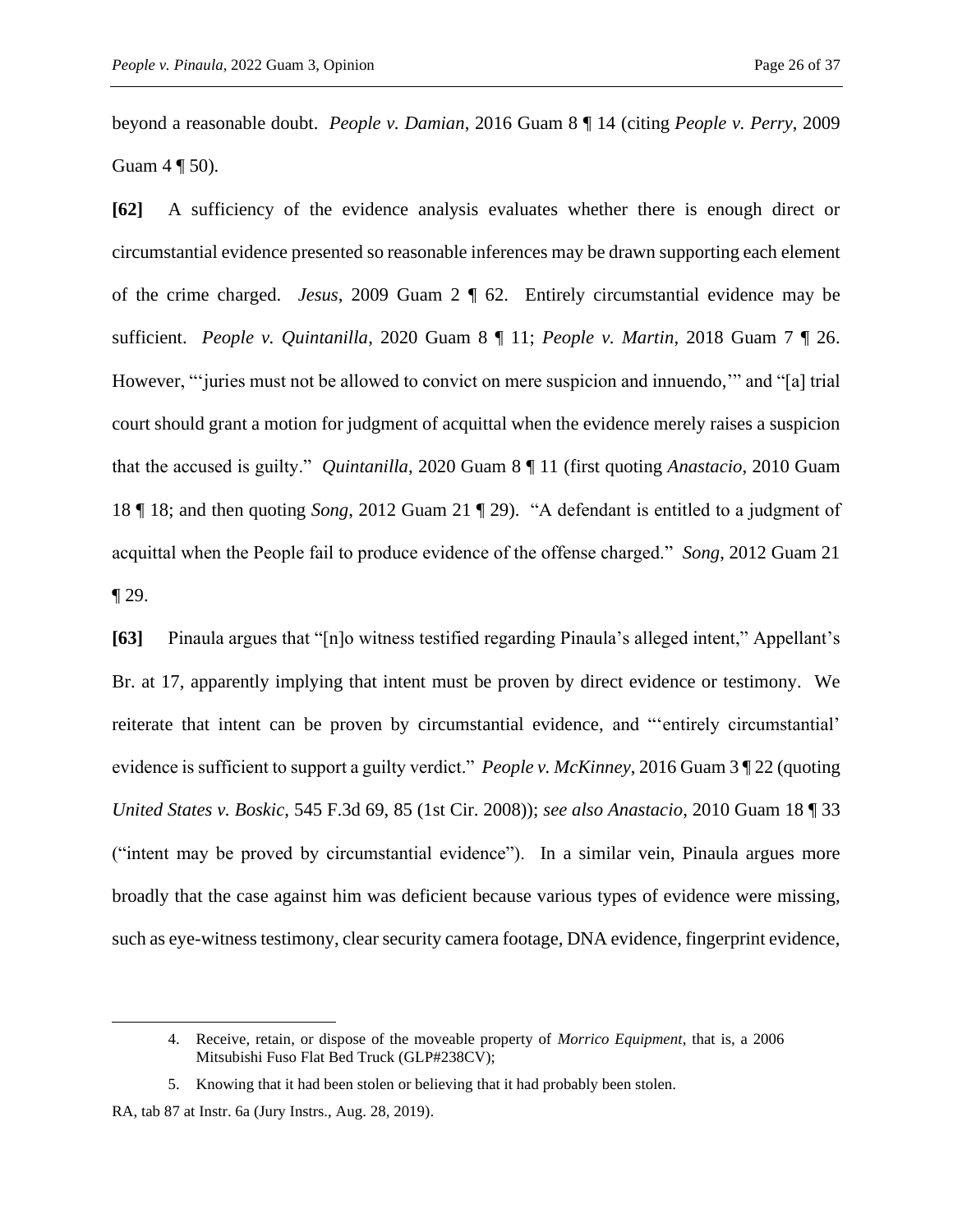beyond a reasonable doubt. *People v. Damian*, 2016 Guam 8 ¶ 14 (citing *People v. Perry*, 2009 Guam 4 ¶ 50).

**[62]** A sufficiency of the evidence analysis evaluates whether there is enough direct or circumstantial evidence presented so reasonable inferences may be drawn supporting each element of the crime charged. *Jesus*, 2009 Guam 2 ¶ 62. Entirely circumstantial evidence may be sufficient. *People v. Quintanilla*, 2020 Guam 8 ¶ 11; *People v. Martin*, 2018 Guam 7 ¶ 26. However, "'juries must not be allowed to convict on mere suspicion and innuendo,'" and "[a] trial court should grant a motion for judgment of acquittal when the evidence merely raises a suspicion that the accused is guilty." *Quintanilla*, 2020 Guam 8 ¶ 11 (first quoting *Anastacio*, 2010 Guam 18 ¶ 18; and then quoting *Song*, 2012 Guam 21 ¶ 29). "A defendant is entitled to a judgment of acquittal when the People fail to produce evidence of the offense charged." *Song*, 2012 Guam 21 ¶ 29.

**[63]** Pinaula argues that "[n]o witness testified regarding Pinaula's alleged intent," Appellant's Br. at 17, apparently implying that intent must be proven by direct evidence or testimony. We reiterate that intent can be proven by circumstantial evidence, and "'entirely circumstantial' evidence is sufficient to support a guilty verdict." *People v. McKinney*, 2016 Guam 3 ¶ 22 (quoting *United States v. Boskic*, 545 F.3d 69, 85 (1st Cir. 2008)); *see also Anastacio*, 2010 Guam 18 ¶ 33 ("intent may be proved by circumstantial evidence"). In a similar vein, Pinaula argues more broadly that the case against him was deficient because various types of evidence were missing, such as eye-witness testimony, clear security camera footage, DNA evidence, fingerprint evidence,

---

4. Receive, retain, or dispose of the moveable property of *Morrico Equipment*, that is, a 2006 Mitsubishi Fuso Flat Bed Truck (GLP#238CV);

5. Knowing that it had been stolen or believing that it had probably been stolen.

RA, tab 87 at Instr. 6a (Jury Instrs., Aug. 28, 2019).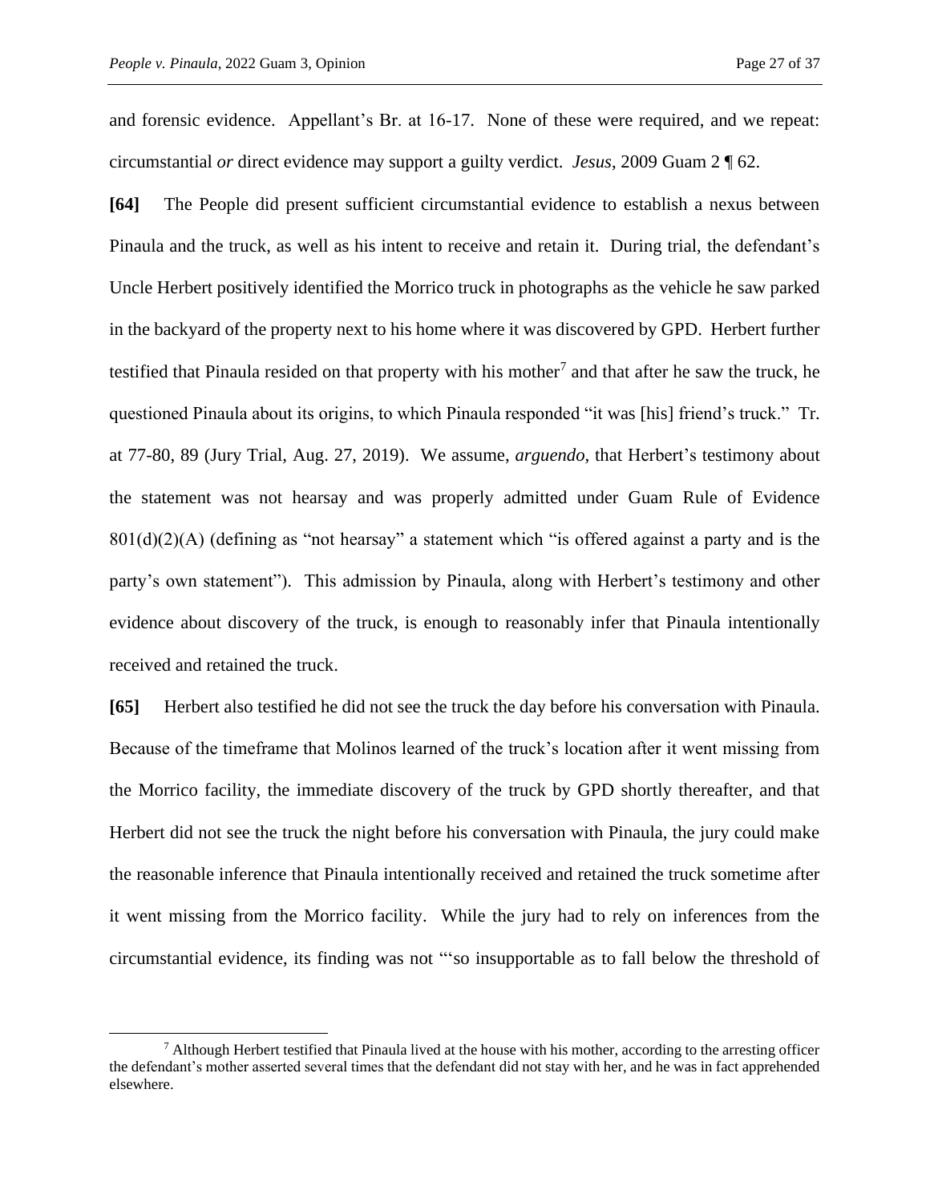and forensic evidence. Appellant's Br. at 16-17. None of these were required, and we repeat: circumstantial *or* direct evidence may support a guilty verdict. *Jesus*, 2009 Guam 2 ¶ 62.

**[64]** The People did present sufficient circumstantial evidence to establish a nexus between Pinaula and the truck, as well as his intent to receive and retain it. During trial, the defendant's Uncle Herbert positively identified the Morrico truck in photographs as the vehicle he saw parked in the backyard of the property next to his home where it was discovered by GPD. Herbert further testified that Pinaula resided on that property with his mother[7] and that after he saw the truck, he questioned Pinaula about its origins, to which Pinaula responded "it was [his] friend's truck." Tr. at 77-80, 89 (Jury Trial, Aug. 27, 2019). We assume, *arguendo*, that Herbert's testimony about the statement was not hearsay and was properly admitted under Guam Rule of Evidence 801(d)(2)(A) (defining as "not hearsay" a statement which "is offered against a party and is the party's own statement"). This admission by Pinaula, along with Herbert's testimony and other evidence about discovery of the truck, is enough to reasonably infer that Pinaula intentionally received and retained the truck.

**[65]** Herbert also testified he did not see the truck the day before his conversation with Pinaula. Because of the timeframe that Molinos learned of the truck's location after it went missing from the Morrico facility, the immediate discovery of the truck by GPD shortly thereafter, and that Herbert did not see the truck the night before his conversation with Pinaula, the jury could make the reasonable inference that Pinaula intentionally received and retained the truck sometime after it went missing from the Morrico facility. While the jury had to rely on inferences from the circumstantial evidence, its finding was not "'so insupportable as to fall below the threshold of

---

[7] Although Herbert testified that Pinaula lived at the house with his mother, according to the arresting officer the defendant's mother asserted several times that the defendant did not stay with her, and he was in fact apprehended elsewhere.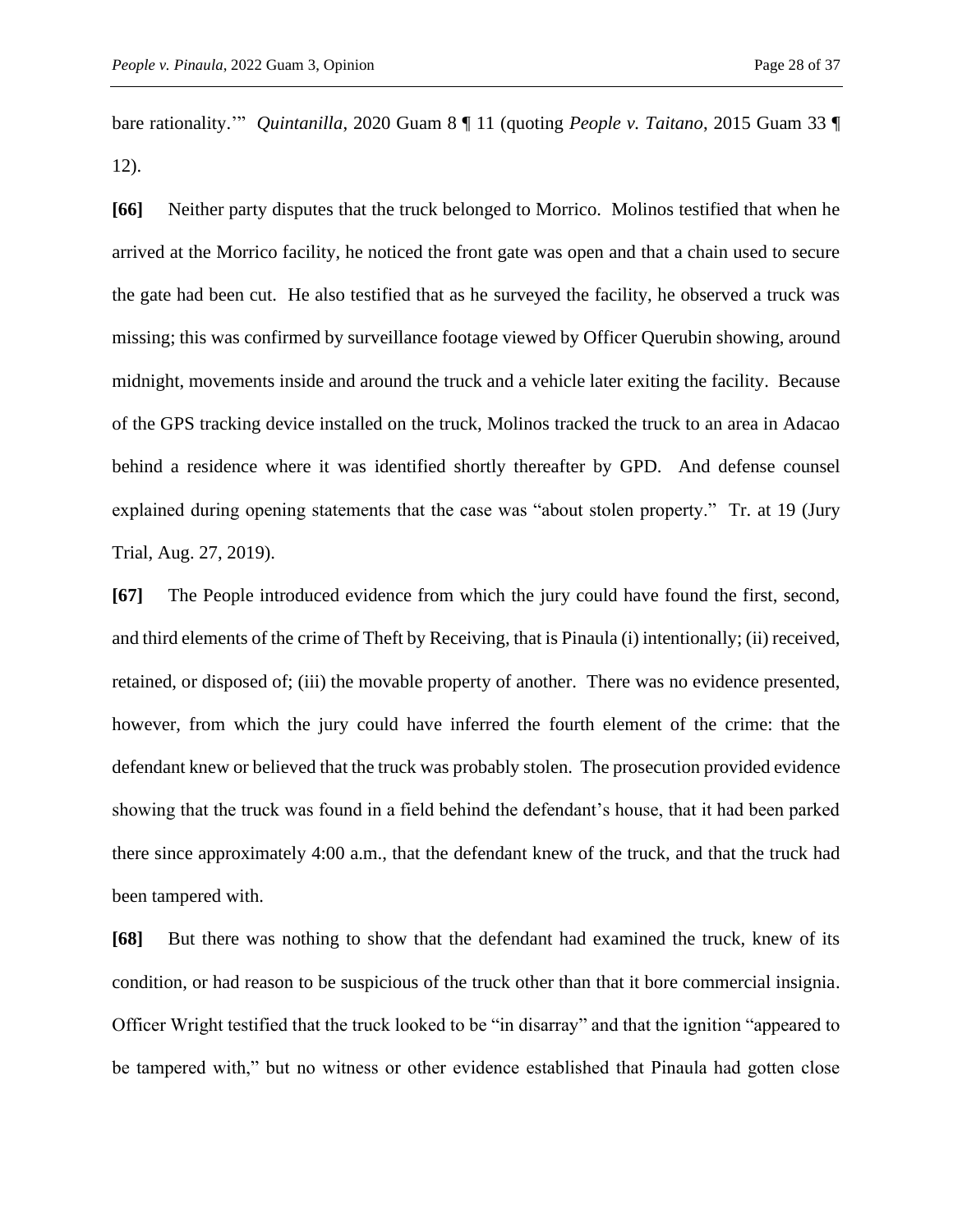bare rationality.'" *Quintanilla*, 2020 Guam 8 ¶ 11 (quoting *People v. Taitano*, 2015 Guam 33 ¶ 12).

**[66]** Neither party disputes that the truck belonged to Morrico. Molinos testified that when he arrived at the Morrico facility, he noticed the front gate was open and that a chain used to secure the gate had been cut. He also testified that as he surveyed the facility, he observed a truck was missing; this was confirmed by surveillance footage viewed by Officer Querubin showing, around midnight, movements inside and around the truck and a vehicle later exiting the facility. Because of the GPS tracking device installed on the truck, Molinos tracked the truck to an area in Adacao behind a residence where it was identified shortly thereafter by GPD. And defense counsel explained during opening statements that the case was "about stolen property." Tr. at 19 (Jury Trial, Aug. 27, 2019).

**[67]** The People introduced evidence from which the jury could have found the first, second, and third elements of the crime of Theft by Receiving, that is Pinaula (i) intentionally; (ii) received, retained, or disposed of; (iii) the movable property of another. There was no evidence presented, however, from which the jury could have inferred the fourth element of the crime: that the defendant knew or believed that the truck was probably stolen. The prosecution provided evidence showing that the truck was found in a field behind the defendant's house, that it had been parked there since approximately 4:00 a.m., that the defendant knew of the truck, and that the truck had been tampered with.

**[68]** But there was nothing to show that the defendant had examined the truck, knew of its condition, or had reason to be suspicious of the truck other than that it bore commercial insignia. Officer Wright testified that the truck looked to be "in disarray" and that the ignition "appeared to be tampered with," but no witness or other evidence established that Pinaula had gotten close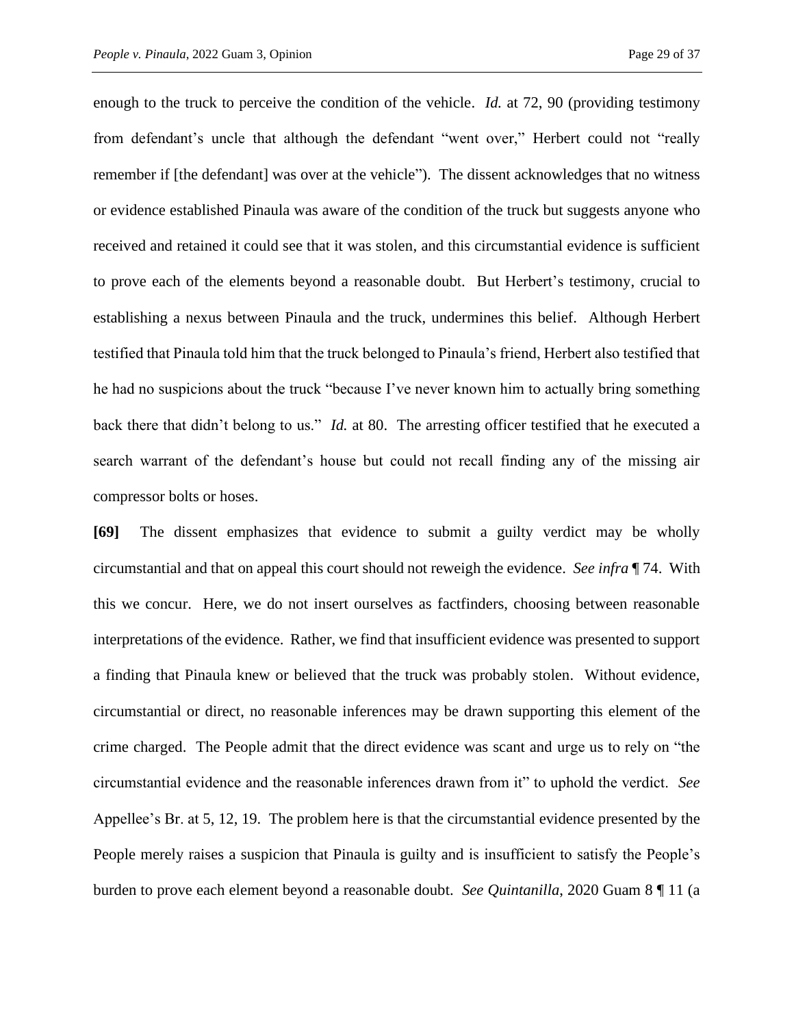enough to the truck to perceive the condition of the vehicle. *Id.* at 72, 90 (providing testimony from defendant's uncle that although the defendant "went over," Herbert could not "really remember if [the defendant] was over at the vehicle"). The dissent acknowledges that no witness or evidence established Pinaula was aware of the condition of the truck but suggests anyone who received and retained it could see that it was stolen, and this circumstantial evidence is sufficient to prove each of the elements beyond a reasonable doubt. But Herbert's testimony, crucial to establishing a nexus between Pinaula and the truck, undermines this belief. Although Herbert testified that Pinaula told him that the truck belonged to Pinaula's friend, Herbert also testified that he had no suspicions about the truck "because I've never known him to actually bring something back there that didn't belong to us." *Id.* at 80. The arresting officer testified that he executed a search warrant of the defendant's house but could not recall finding any of the missing air compressor bolts or hoses.

**[69]** The dissent emphasizes that evidence to submit a guilty verdict may be wholly circumstantial and that on appeal this court should not reweigh the evidence. *See infra* ¶ 74. With this we concur. Here, we do not insert ourselves as factfinders, choosing between reasonable interpretations of the evidence. Rather, we find that insufficient evidence was presented to support a finding that Pinaula knew or believed that the truck was probably stolen. Without evidence, circumstantial or direct, no reasonable inferences may be drawn supporting this element of the crime charged. The People admit that the direct evidence was scant and urge us to rely on "the circumstantial evidence and the reasonable inferences drawn from it" to uphold the verdict. *See* Appellee's Br. at 5, 12, 19. The problem here is that the circumstantial evidence presented by the People merely raises a suspicion that Pinaula is guilty and is insufficient to satisfy the People's burden to prove each element beyond a reasonable doubt. *See Quintanilla*, 2020 Guam 8 ¶ 11 (a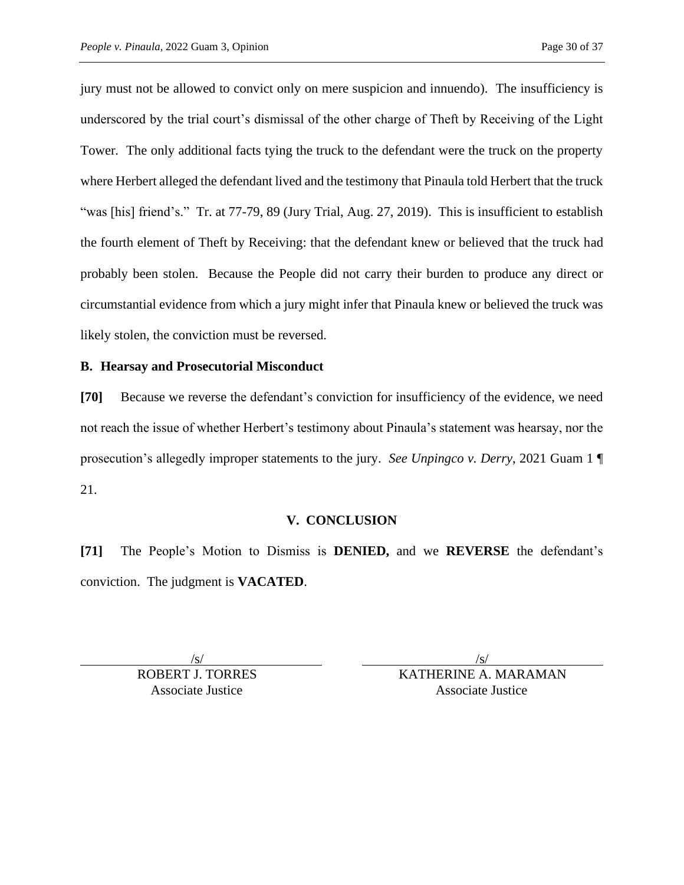jury must not be allowed to convict only on mere suspicion and innuendo). The insufficiency is underscored by the trial court's dismissal of the other charge of Theft by Receiving of the Light Tower. The only additional facts tying the truck to the defendant were the truck on the property where Herbert alleged the defendant lived and the testimony that Pinaula told Herbert that the truck "was [his] friend's." Tr. at 77-79, 89 (Jury Trial, Aug. 27, 2019). This is insufficient to establish the fourth element of Theft by Receiving: that the defendant knew or believed that the truck had probably been stolen. Because the People did not carry their burden to produce any direct or circumstantial evidence from which a jury might infer that Pinaula knew or believed the truck was likely stolen, the conviction must be reversed.

### B. Hearsay and Prosecutorial Misconduct

**[70]** Because we reverse the defendant's conviction for insufficiency of the evidence, we need not reach the issue of whether Herbert's testimony about Pinaula's statement was hearsay, nor the prosecution's allegedly improper statements to the jury. *See Unpingco v. Derry*, 2021 Guam 1 ¶ 21.

## V. CONCLUSION

**[71]** The People's Motion to Dismiss is **DENIED,** and we **REVERSE** the defendant's conviction. The judgment is **VACATED**.

/s/
ROBERT J. TORRES
Associate Justice

/s/
KATHERINE A. MARAMAN
Associate Justice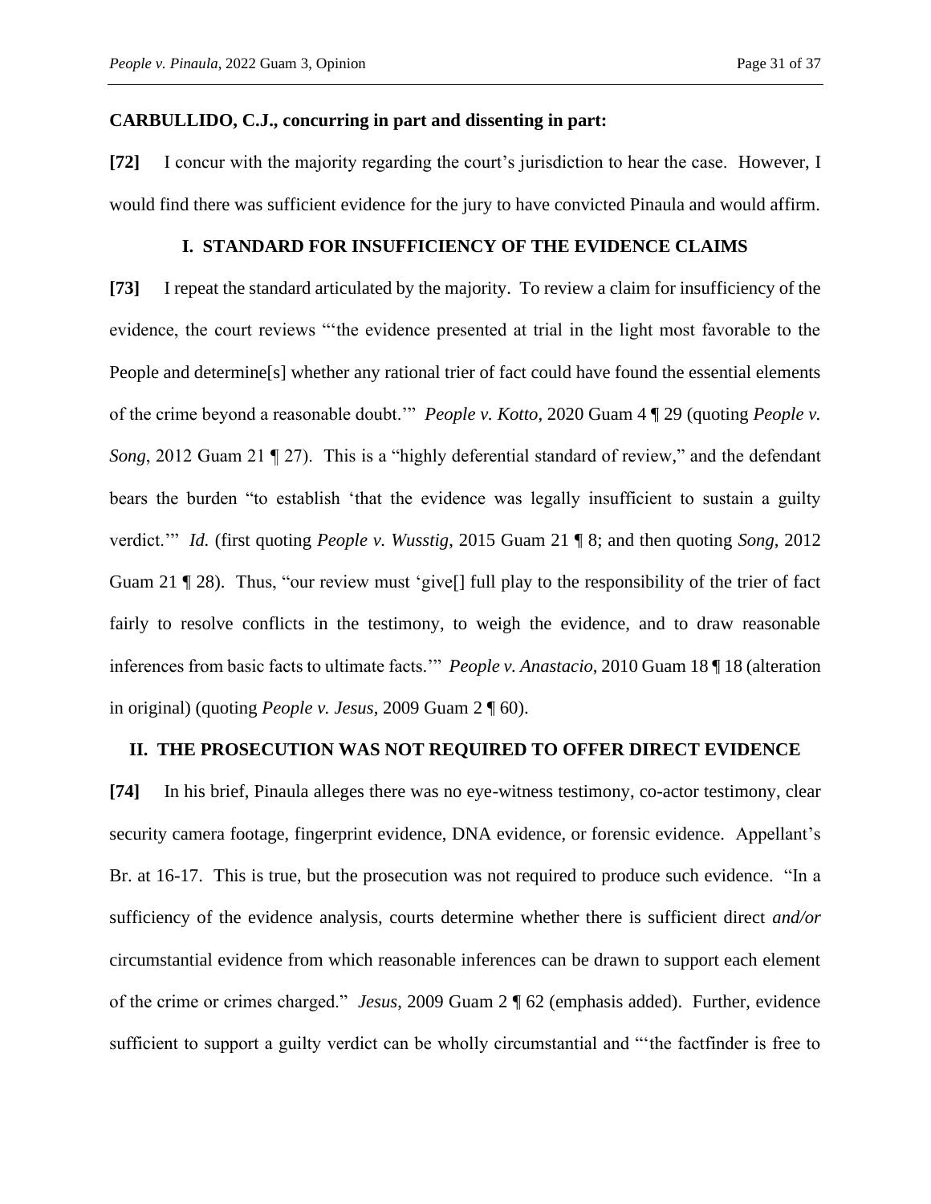**CARBULLIDO, C.J., concurring in part and dissenting in part:**

**[72]** I concur with the majority regarding the court's jurisdiction to hear the case. However, I would find there was sufficient evidence for the jury to have convicted Pinaula and would affirm.

## I. STANDARD FOR INSUFFICIENCY OF THE EVIDENCE CLAIMS

**[73]** I repeat the standard articulated by the majority. To review a claim for insufficiency of the evidence, the court reviews "'the evidence presented at trial in the light most favorable to the People and determine[s] whether any rational trier of fact could have found the essential elements of the crime beyond a reasonable doubt.'" *People v. Kotto*, 2020 Guam 4 ¶ 29 (quoting *People v. Song*, 2012 Guam 21 ¶ 27). This is a "highly deferential standard of review," and the defendant bears the burden "to establish 'that the evidence was legally insufficient to sustain a guilty verdict.'" *Id.* (first quoting *People v. Wusstig*, 2015 Guam 21 ¶ 8; and then quoting *Song*, 2012 Guam 21 ¶ 28). Thus, "our review must 'give[] full play to the responsibility of the trier of fact fairly to resolve conflicts in the testimony, to weigh the evidence, and to draw reasonable inferences from basic facts to ultimate facts.'" *People v. Anastacio*, 2010 Guam 18 ¶ 18 (alteration in original) (quoting *People v. Jesus*, 2009 Guam 2 ¶ 60).

## II. THE PROSECUTION WAS NOT REQUIRED TO OFFER DIRECT EVIDENCE

**[74]** In his brief, Pinaula alleges there was no eye-witness testimony, co-actor testimony, clear security camera footage, fingerprint evidence, DNA evidence, or forensic evidence. Appellant's Br. at 16-17. This is true, but the prosecution was not required to produce such evidence. "In a sufficiency of the evidence analysis, courts determine whether there is sufficient direct *and/or* circumstantial evidence from which reasonable inferences can be drawn to support each element of the crime or crimes charged." *Jesus*, 2009 Guam 2 ¶ 62 (emphasis added). Further, evidence sufficient to support a guilty verdict can be wholly circumstantial and "'the factfinder is free to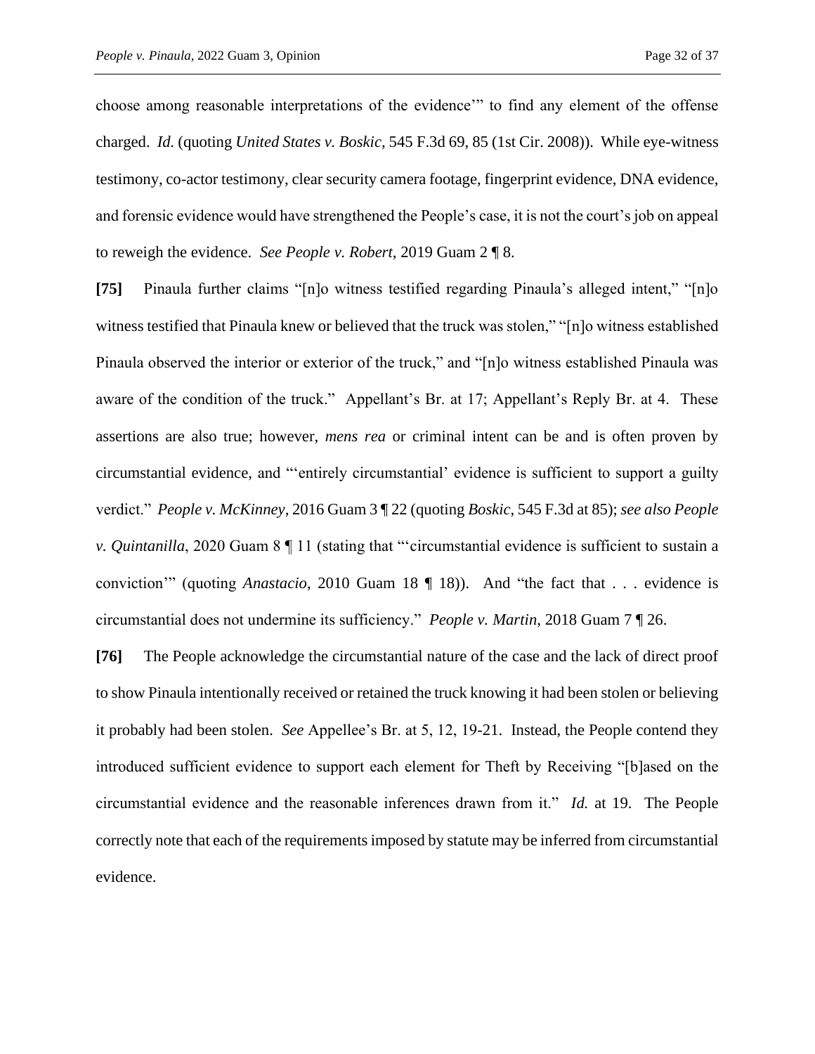choose among reasonable interpretations of the evidence'" to find any element of the offense charged. *Id.* (quoting *United States v. Boskic*, 545 F.3d 69, 85 (1st Cir. 2008)). While eye-witness testimony, co-actor testimony, clear security camera footage, fingerprint evidence, DNA evidence, and forensic evidence would have strengthened the People's case, it is not the court's job on appeal to reweigh the evidence. *See People v. Robert*, 2019 Guam 2 ¶ 8.

**[75]** Pinaula further claims "[n]o witness testified regarding Pinaula's alleged intent," "[n]o witness testified that Pinaula knew or believed that the truck was stolen," "[n]o witness established Pinaula observed the interior or exterior of the truck," and "[n]o witness established Pinaula was aware of the condition of the truck." Appellant's Br. at 17; Appellant's Reply Br. at 4. These assertions are also true; however, *mens rea* or criminal intent can be and is often proven by circumstantial evidence, and "'entirely circumstantial' evidence is sufficient to support a guilty verdict." *People v. McKinney*, 2016 Guam 3 ¶ 22 (quoting *Boskic*, 545 F.3d at 85); *see also People v. Quintanilla*, 2020 Guam 8 ¶ 11 (stating that "'circumstantial evidence is sufficient to sustain a conviction'" (quoting *Anastacio*, 2010 Guam 18 ¶ 18)). And "the fact that . . . evidence is circumstantial does not undermine its sufficiency." *People v. Martin*, 2018 Guam 7 ¶ 26.

**[76]** The People acknowledge the circumstantial nature of the case and the lack of direct proof to show Pinaula intentionally received or retained the truck knowing it had been stolen or believing it probably had been stolen. *See* Appellee's Br. at 5, 12, 19-21. Instead, the People contend they introduced sufficient evidence to support each element for Theft by Receiving "[b]ased on the circumstantial evidence and the reasonable inferences drawn from it." *Id.* at 19. The People correctly note that each of the requirements imposed by statute may be inferred from circumstantial evidence.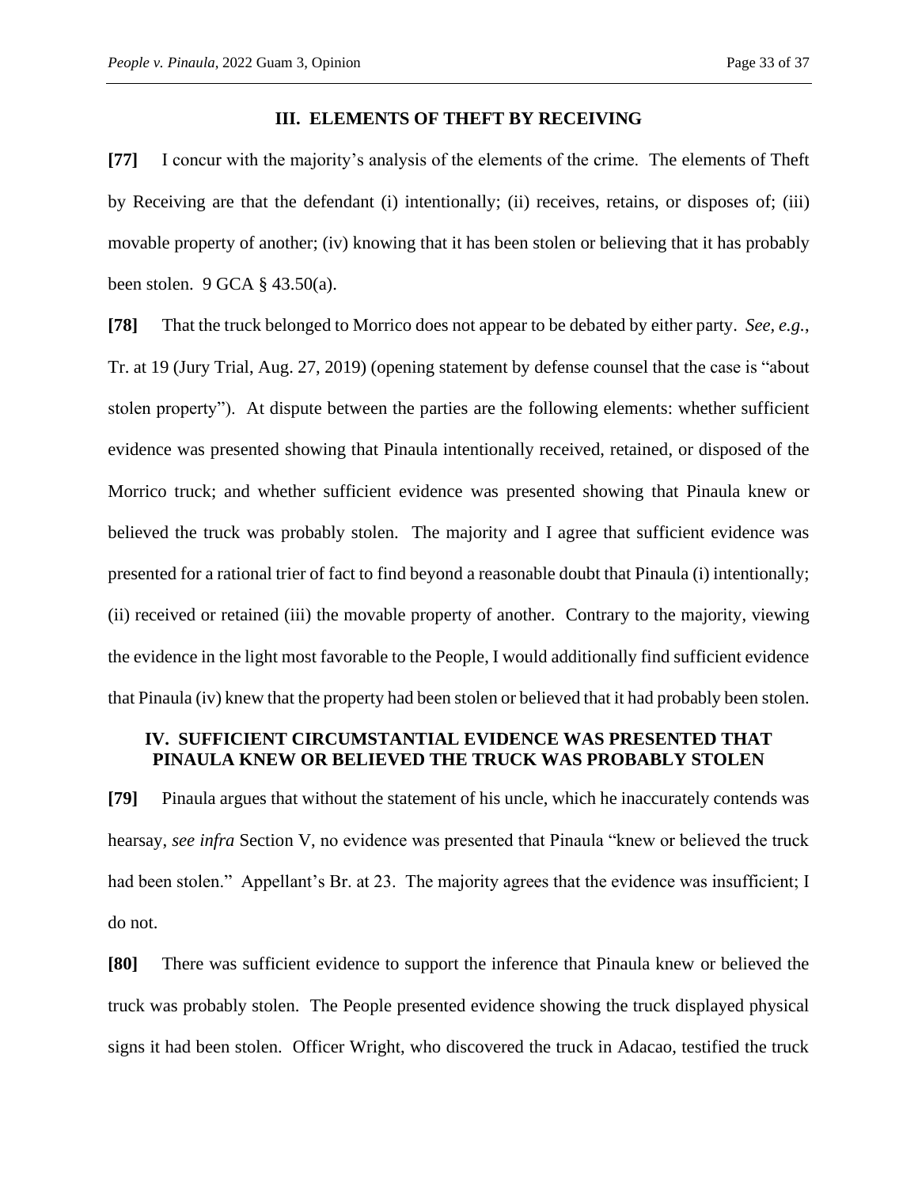### III. ELEMENTS OF THEFT BY RECEIVING

**[77]** I concur with the majority's analysis of the elements of the crime. The elements of Theft by Receiving are that the defendant (i) intentionally; (ii) receives, retains, or disposes of; (iii) movable property of another; (iv) knowing that it has been stolen or believing that it has probably been stolen. 9 GCA § 43.50(a).

**[78]** That the truck belonged to Morrico does not appear to be debated by either party. *See, e.g.*, Tr. at 19 (Jury Trial, Aug. 27, 2019) (opening statement by defense counsel that the case is "about stolen property"). At dispute between the parties are the following elements: whether sufficient evidence was presented showing that Pinaula intentionally received, retained, or disposed of the Morrico truck; and whether sufficient evidence was presented showing that Pinaula knew or believed the truck was probably stolen. The majority and I agree that sufficient evidence was presented for a rational trier of fact to find beyond a reasonable doubt that Pinaula (i) intentionally; (ii) received or retained (iii) the movable property of another. Contrary to the majority, viewing the evidence in the light most favorable to the People, I would additionally find sufficient evidence that Pinaula (iv) knew that the property had been stolen or believed that it had probably been stolen.

### IV. SUFFICIENT CIRCUMSTANTIAL EVIDENCE WAS PRESENTED THAT PINAULA KNEW OR BELIEVED THE TRUCK WAS PROBABLY STOLEN

**[79]** Pinaula argues that without the statement of his uncle, which he inaccurately contends was hearsay, *see infra* Section V, no evidence was presented that Pinaula "knew or believed the truck had been stolen." Appellant's Br. at 23. The majority agrees that the evidence was insufficient; I do not.

**[80]** There was sufficient evidence to support the inference that Pinaula knew or believed the truck was probably stolen. The People presented evidence showing the truck displayed physical signs it had been stolen. Officer Wright, who discovered the truck in Adacao, testified the truck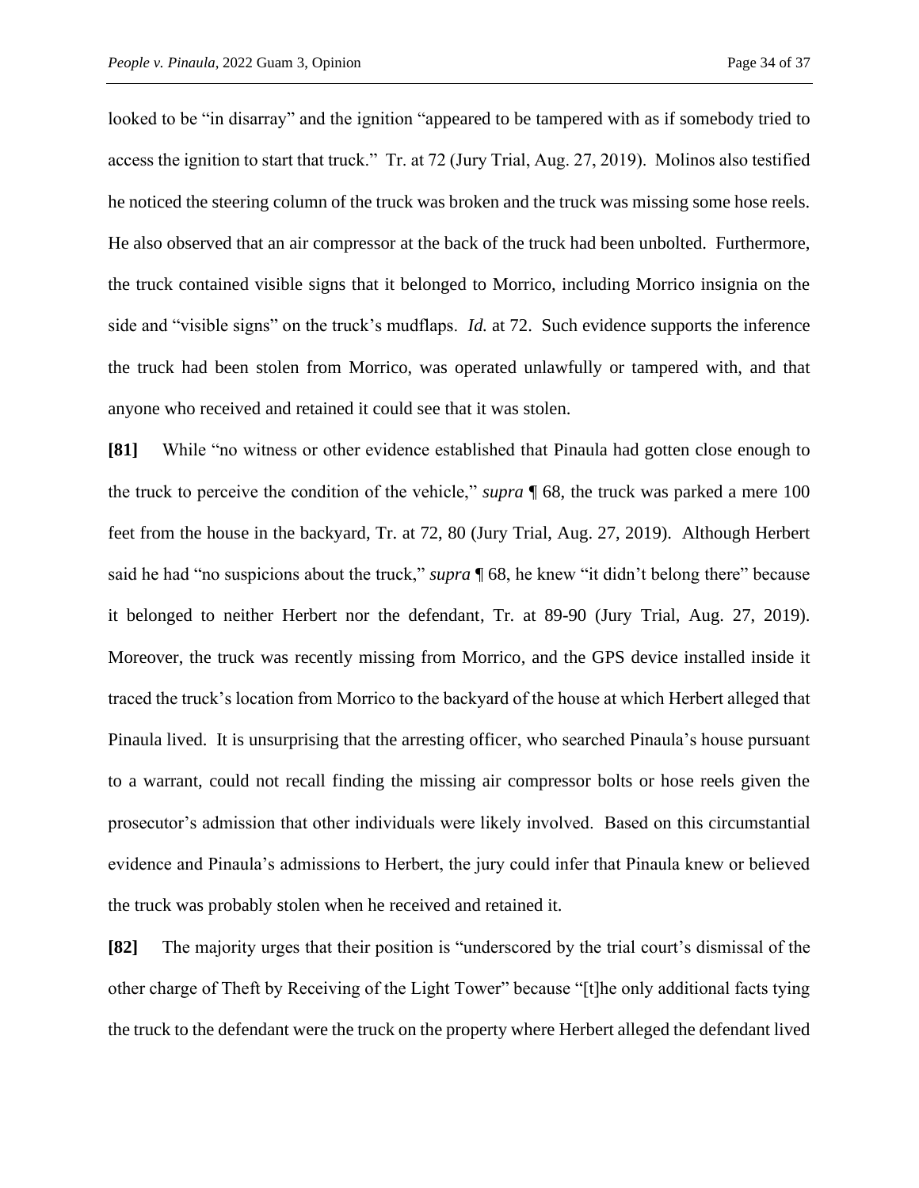looked to be "in disarray" and the ignition "appeared to be tampered with as if somebody tried to access the ignition to start that truck." Tr. at 72 (Jury Trial, Aug. 27, 2019). Molinos also testified he noticed the steering column of the truck was broken and the truck was missing some hose reels. He also observed that an air compressor at the back of the truck had been unbolted. Furthermore, the truck contained visible signs that it belonged to Morrico, including Morrico insignia on the side and "visible signs" on the truck's mudflaps. *Id.* at 72. Such evidence supports the inference the truck had been stolen from Morrico, was operated unlawfully or tampered with, and that anyone who received and retained it could see that it was stolen.

**[81]** While "no witness or other evidence established that Pinaula had gotten close enough to the truck to perceive the condition of the vehicle," *supra* ¶ 68, the truck was parked a mere 100 feet from the house in the backyard, Tr. at 72, 80 (Jury Trial, Aug. 27, 2019). Although Herbert said he had "no suspicions about the truck," *supra* ¶ 68, he knew "it didn't belong there" because it belonged to neither Herbert nor the defendant, Tr. at 89-90 (Jury Trial, Aug. 27, 2019). Moreover, the truck was recently missing from Morrico, and the GPS device installed inside it traced the truck's location from Morrico to the backyard of the house at which Herbert alleged that Pinaula lived. It is unsurprising that the arresting officer, who searched Pinaula's house pursuant to a warrant, could not recall finding the missing air compressor bolts or hose reels given the prosecutor's admission that other individuals were likely involved. Based on this circumstantial evidence and Pinaula's admissions to Herbert, the jury could infer that Pinaula knew or believed the truck was probably stolen when he received and retained it.

**[82]** The majority urges that their position is "underscored by the trial court's dismissal of the other charge of Theft by Receiving of the Light Tower" because "[t]he only additional facts tying the truck to the defendant were the truck on the property where Herbert alleged the defendant lived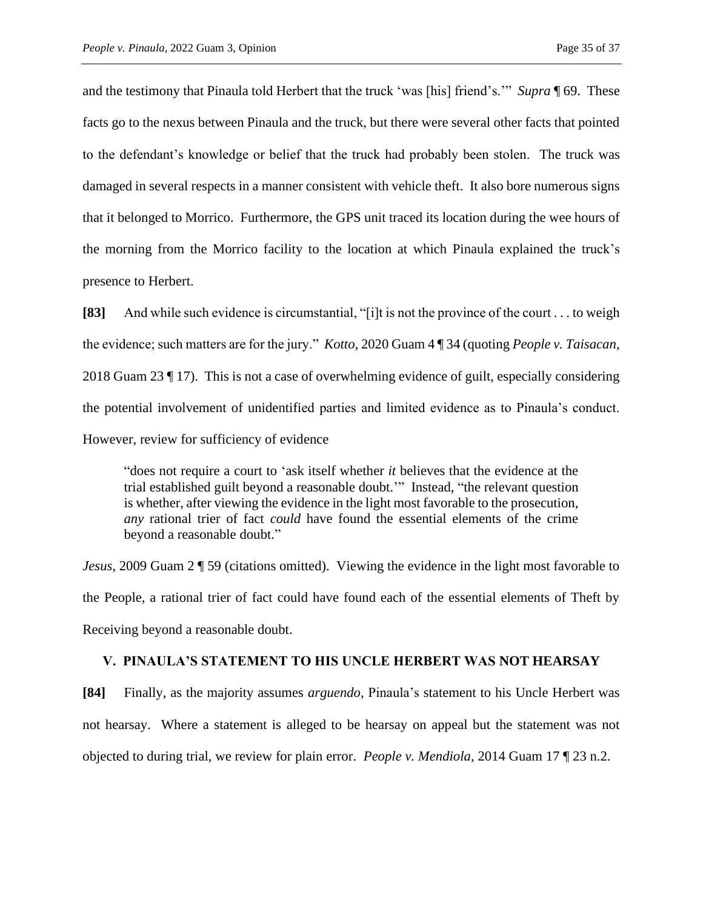and the testimony that Pinaula told Herbert that the truck 'was [his] friend's.'" *Supra* ¶ 69. These facts go to the nexus between Pinaula and the truck, but there were several other facts that pointed to the defendant's knowledge or belief that the truck had probably been stolen. The truck was damaged in several respects in a manner consistent with vehicle theft. It also bore numerous signs that it belonged to Morrico. Furthermore, the GPS unit traced its location during the wee hours of the morning from the Morrico facility to the location at which Pinaula explained the truck's presence to Herbert.

**[83]** And while such evidence is circumstantial, "[i]t is not the province of the court . . . to weigh the evidence; such matters are for the jury." *Kotto*, 2020 Guam 4 ¶ 34 (quoting *People v. Taisacan*, 2018 Guam 23 ¶ 17). This is not a case of overwhelming evidence of guilt, especially considering the potential involvement of unidentified parties and limited evidence as to Pinaula's conduct. However, review for sufficiency of evidence

> "does not require a court to 'ask itself whether *it* believes that the evidence at the trial established guilt beyond a reasonable doubt.'" Instead, "the relevant question is whether, after viewing the evidence in the light most favorable to the prosecution, *any* rational trier of fact *could* have found the essential elements of the crime beyond a reasonable doubt."

*Jesus*, 2009 Guam 2 ¶ 59 (citations omitted). Viewing the evidence in the light most favorable to the People, a rational trier of fact could have found each of the essential elements of Theft by Receiving beyond a reasonable doubt.

## V. PINAULA'S STATEMENT TO HIS UNCLE HERBERT WAS NOT HEARSAY

**[84]** Finally, as the majority assumes *arguendo*, Pinaula's statement to his Uncle Herbert was not hearsay. Where a statement is alleged to be hearsay on appeal but the statement was not objected to during trial, we review for plain error. *People v. Mendiola*, 2014 Guam 17 ¶ 23 n.2.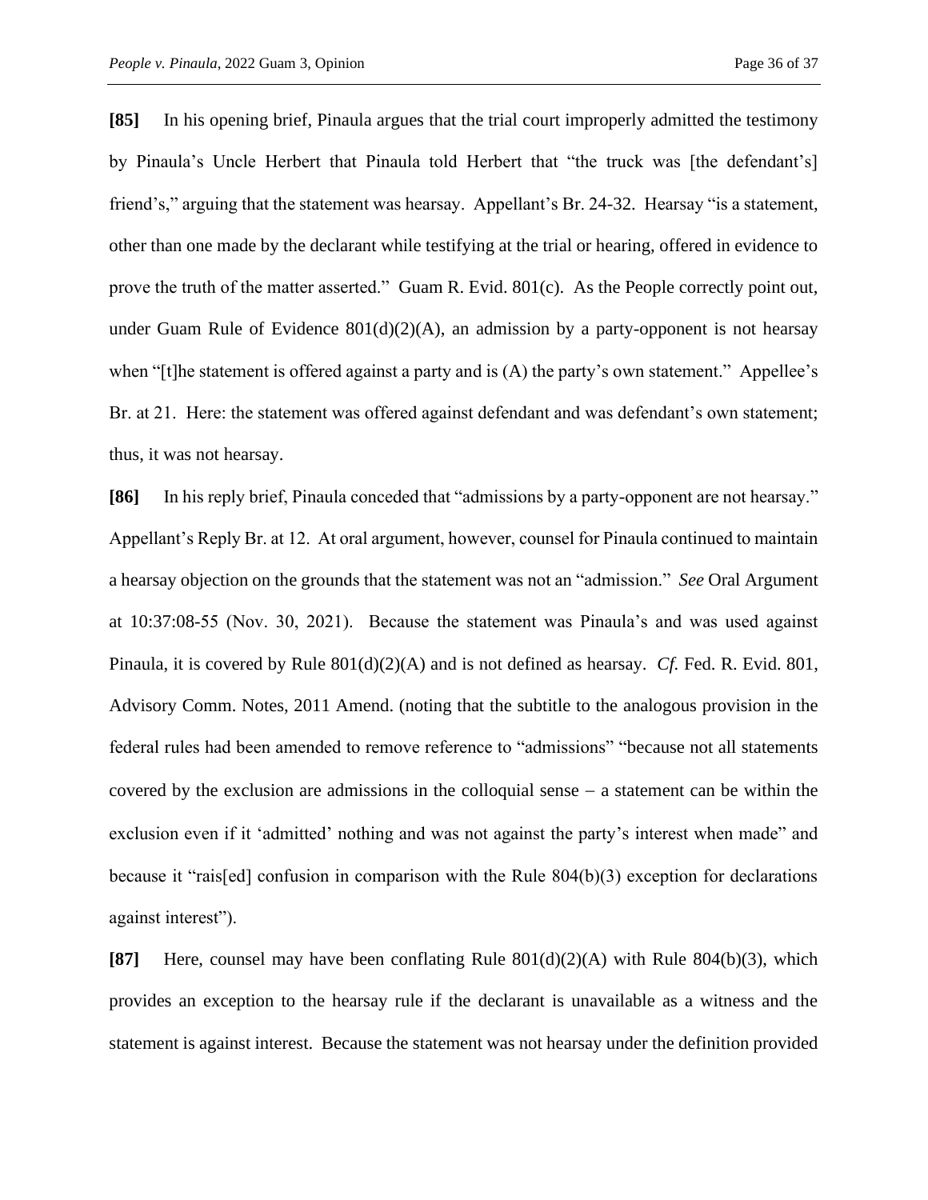**[85]** In his opening brief, Pinaula argues that the trial court improperly admitted the testimony by Pinaula's Uncle Herbert that Pinaula told Herbert that "the truck was [the defendant's] friend's," arguing that the statement was hearsay. Appellant's Br. 24-32. Hearsay "is a statement, other than one made by the declarant while testifying at the trial or hearing, offered in evidence to prove the truth of the matter asserted." Guam R. Evid. 801(c). As the People correctly point out, under Guam Rule of Evidence 801(d)(2)(A), an admission by a party-opponent is not hearsay when "[t]he statement is offered against a party and is (A) the party's own statement." Appellee's Br. at 21. Here: the statement was offered against defendant and was defendant's own statement; thus, it was not hearsay.

**[86]** In his reply brief, Pinaula conceded that "admissions by a party-opponent are not hearsay." Appellant's Reply Br. at 12. At oral argument, however, counsel for Pinaula continued to maintain a hearsay objection on the grounds that the statement was not an "admission." *See* Oral Argument at 10:37:08-55 (Nov. 30, 2021). Because the statement was Pinaula's and was used against Pinaula, it is covered by Rule 801(d)(2)(A) and is not defined as hearsay. *Cf.* Fed. R. Evid. 801, Advisory Comm. Notes, 2011 Amend. (noting that the subtitle to the analogous provision in the federal rules had been amended to remove reference to "admissions" "because not all statements covered by the exclusion are admissions in the colloquial sense – a statement can be within the exclusion even if it 'admitted' nothing and was not against the party's interest when made" and because it "rais[ed] confusion in comparison with the Rule 804(b)(3) exception for declarations against interest").

**[87]** Here, counsel may have been conflating Rule 801(d)(2)(A) with Rule 804(b)(3), which provides an exception to the hearsay rule if the declarant is unavailable as a witness and the statement is against interest. Because the statement was not hearsay under the definition provided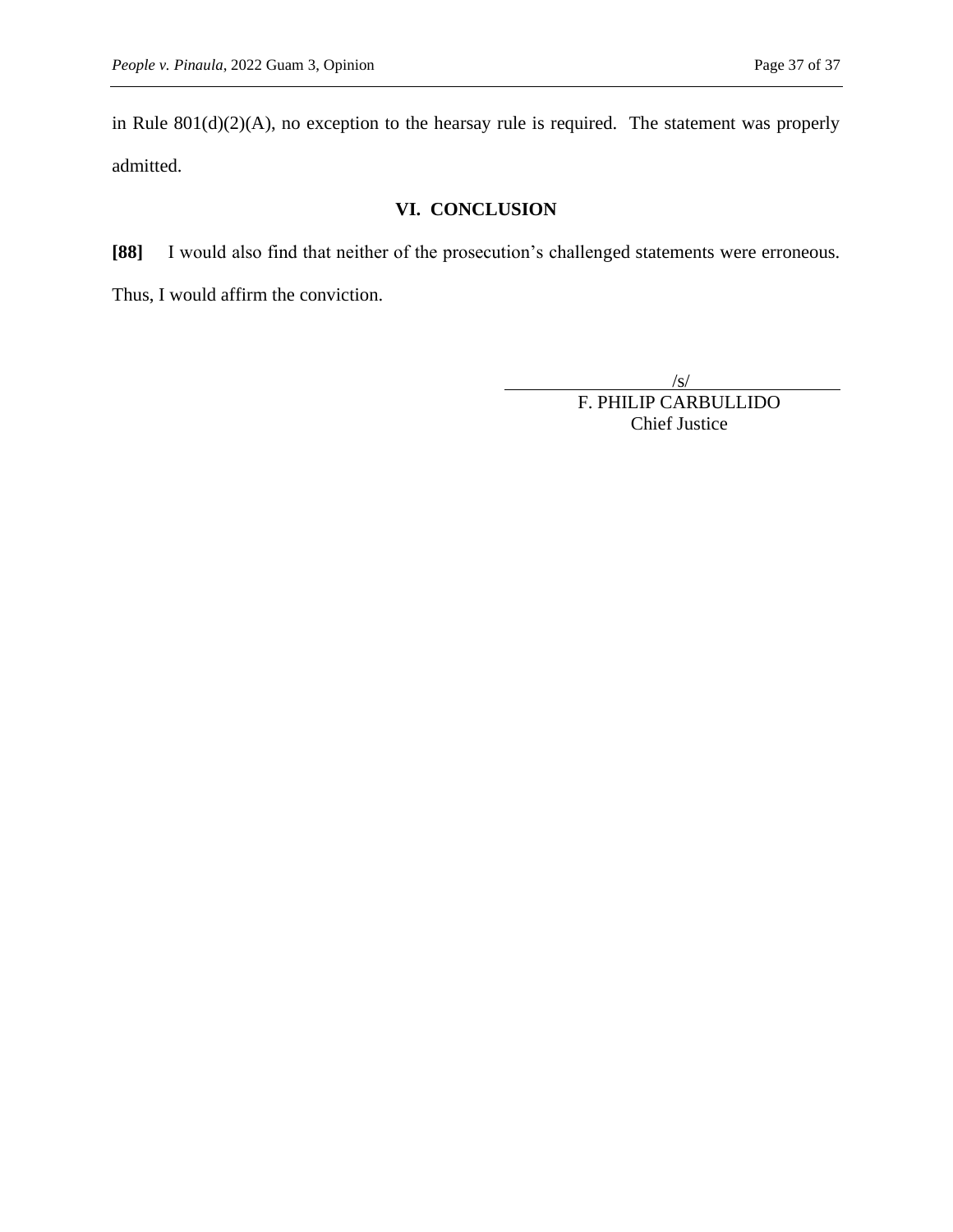in Rule 801(d)(2)(A), no exception to the hearsay rule is required. The statement was properly admitted.

## VI. CONCLUSION

**[88]** I would also find that neither of the prosecution's challenged statements were erroneous. Thus, I would affirm the conviction.

/s/
F. PHILIP CARBULLIDO
Chief Justice